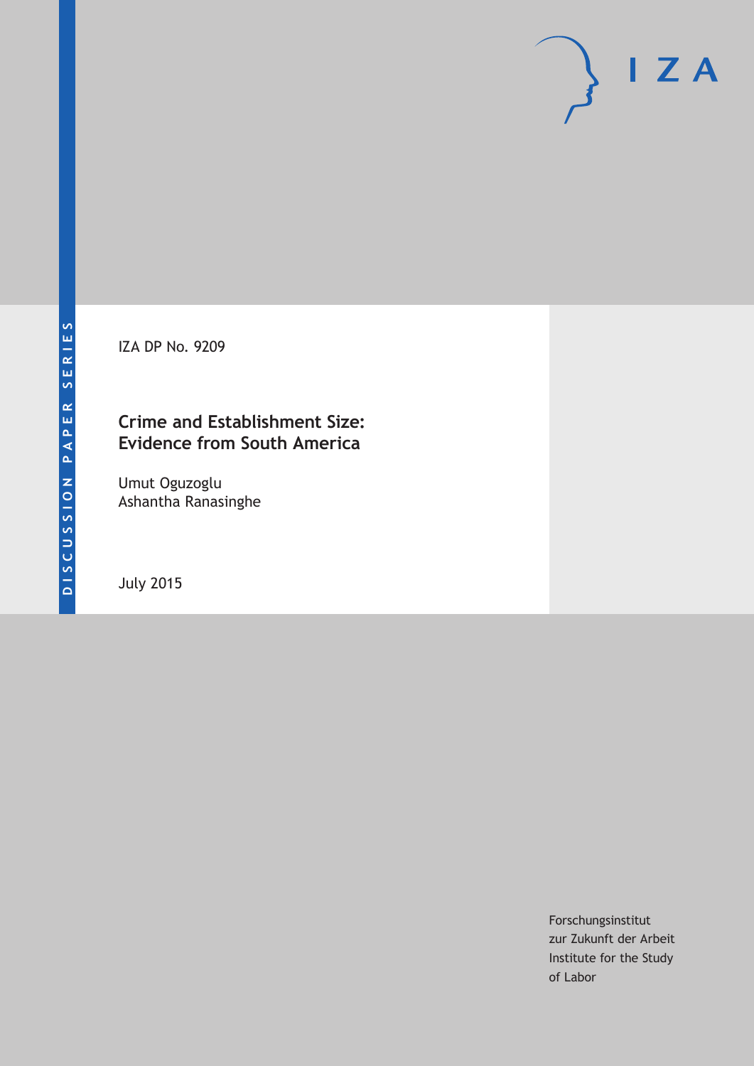DISCUSSION PAPER SERIES

IZA DP No. 9209

# Crime and Establishment Size: Evidence from South America

Umut Oguzoglu
Ashantha Ranasinghe

July 2015

Forschungsinstitut
zur Zukunft der Arbeit
Institute for the Study
of Labor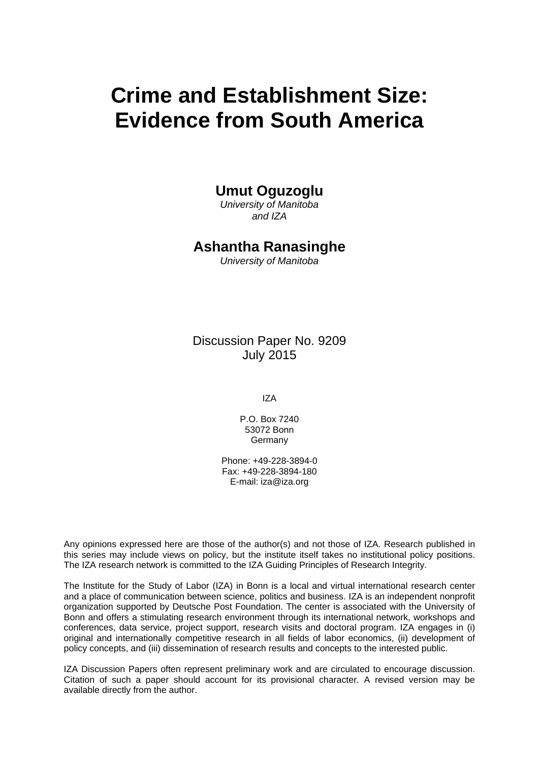# Crime and Establishment Size: Evidence from South America

**Umut Oguzoglu**
*University of Manitoba and IZA*

**Ashantha Ranasinghe**
*University of Manitoba*

Discussion Paper No. 9209
July 2015

IZA

P.O. Box 7240
53072 Bonn
Germany

Phone: +49-228-3894-0
Fax: +49-228-3894-180
E-mail: iza@iza.org

Any opinions expressed here are those of the author(s) and not those of IZA. Research published in this series may include views on policy, but the institute itself takes no institutional policy positions. The IZA research network is committed to the IZA Guiding Principles of Research Integrity.

The Institute for the Study of Labor (IZA) in Bonn is a local and virtual international research center and a place of communication between science, politics and business. IZA is an independent nonprofit organization supported by Deutsche Post Foundation. The center is associated with the University of Bonn and offers a stimulating research environment through its international network, workshops and conferences, data service, project support, research visits and doctoral program. IZA engages in (i) original and internationally competitive research in all fields of labor economics, (ii) development of policy concepts, and (iii) dissemination of research results and concepts to the interested public.

IZA Discussion Papers often represent preliminary work and are circulated to encourage discussion. Citation of such a paper should account for its provisional character. A revised version may be available directly from the author.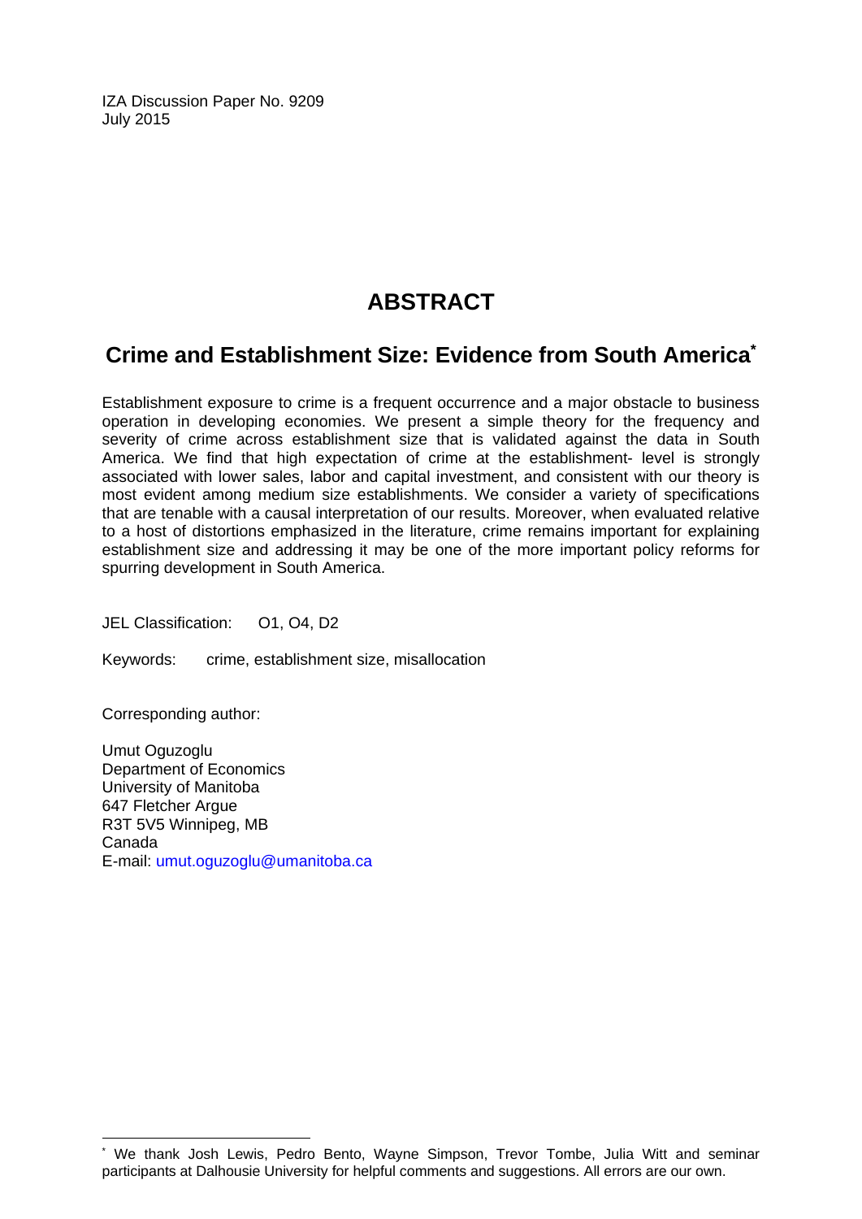IZA Discussion Paper No. 9209
July 2015

# ABSTRACT

## Crime and Establishment Size: Evidence from South America*

Establishment exposure to crime is a frequent occurrence and a major obstacle to business operation in developing economies. We present a simple theory for the frequency and severity of crime across establishment size that is validated against the data in South America. We find that high expectation of crime at the establishment- level is strongly associated with lower sales, labor and capital investment, and consistent with our theory is most evident among medium size establishments. We consider a variety of specifications that are tenable with a causal interpretation of our results. Moreover, when evaluated relative to a host of distortions emphasized in the literature, crime remains important for explaining establishment size and addressing it may be one of the more important policy reforms for spurring development in South America.

JEL Classification: O1, O4, D2

Keywords: crime, establishment size, misallocation

Corresponding author:

Umut Oguzoglu
Department of Economics
University of Manitoba
647 Fletcher Argue
R3T 5V5 Winnipeg, MB
Canada
E-mail: umut.oguzoglu@umanitoba.ca

---

* We thank Josh Lewis, Pedro Bento, Wayne Simpson, Trevor Tombe, Julia Witt and seminar participants at Dalhousie University for helpful comments and suggestions. All errors are our own.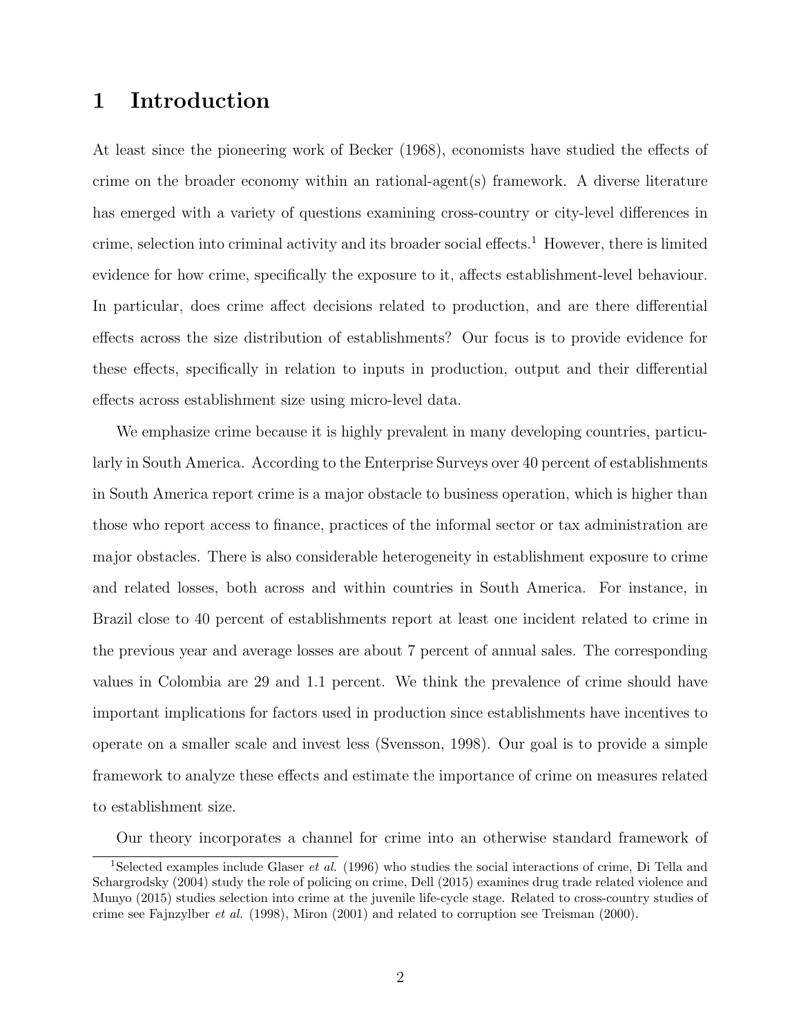# 1 Introduction

At least since the pioneering work of Becker (1968), economists have studied the effects of crime on the broader economy within an rational-agent(s) framework. A diverse literature has emerged with a variety of questions examining cross-country or city-level differences in crime, selection into criminal activity and its broader social effects.[1] However, there is limited evidence for how crime, specifically the exposure to it, affects establishment-level behaviour. In particular, does crime affect decisions related to production, and are there differential effects across the size distribution of establishments? Our focus is to provide evidence for these effects, specifically in relation to inputs in production, output and their differential effects across establishment size using micro-level data.

We emphasize crime because it is highly prevalent in many developing countries, particularly in South America. According to the Enterprise Surveys over 40 percent of establishments in South America report crime is a major obstacle to business operation, which is higher than those who report access to finance, practices of the informal sector or tax administration are major obstacles. There is also considerable heterogeneity in establishment exposure to crime and related losses, both across and within countries in South America. For instance, in Brazil close to 40 percent of establishments report at least one incident related to crime in the previous year and average losses are about 7 percent of annual sales. The corresponding values in Colombia are 29 and 1.1 percent. We think the prevalence of crime should have important implications for factors used in production since establishments have incentives to operate on a smaller scale and invest less (Svensson, 1998). Our goal is to provide a simple framework to analyze these effects and estimate the importance of crime on measures related to establishment size.

Our theory incorporates a channel for crime into an otherwise standard framework of

[1] Selected examples include Glaser *et al.* (1996) who studies the social interactions of crime, Di Tella and Schargrodsky (2004) study the role of policing on crime, Dell (2015) examines drug trade related violence and Munyo (2015) studies selection into crime at the juvenile life-cycle stage. Related to cross-country studies of crime see Fajnzylber *et al.* (1998), Miron (2001) and related to corruption see Treisman (2000).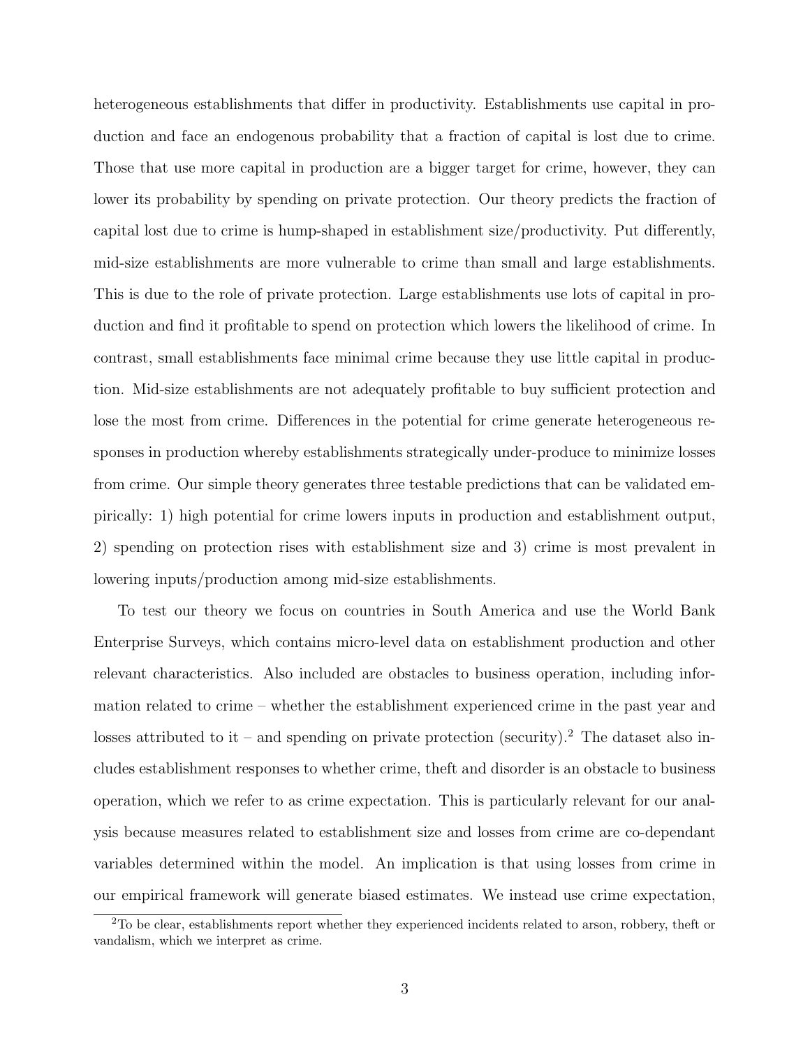heterogeneous establishments that differ in productivity. Establishments use capital in production and face an endogenous probability that a fraction of capital is lost due to crime. Those that use more capital in production are a bigger target for crime, however, they can lower its probability by spending on private protection. Our theory predicts the fraction of capital lost due to crime is hump-shaped in establishment size/productivity. Put differently, mid-size establishments are more vulnerable to crime than small and large establishments. This is due to the role of private protection. Large establishments use lots of capital in production and find it profitable to spend on protection which lowers the likelihood of crime. In contrast, small establishments face minimal crime because they use little capital in production. Mid-size establishments are not adequately profitable to buy sufficient protection and lose the most from crime. Differences in the potential for crime generate heterogeneous responses in production whereby establishments strategically under-produce to minimize losses from crime. Our simple theory generates three testable predictions that can be validated empirically: 1) high potential for crime lowers inputs in production and establishment output, 2) spending on protection rises with establishment size and 3) crime is most prevalent in lowering inputs/production among mid-size establishments.

To test our theory we focus on countries in South America and use the World Bank Enterprise Surveys, which contains micro-level data on establishment production and other relevant characteristics. Also included are obstacles to business operation, including information related to crime – whether the establishment experienced crime in the past year and losses attributed to it – and spending on private protection (security).[2] The dataset also includes establishment responses to whether crime, theft and disorder is an obstacle to business operation, which we refer to as crime expectation. This is particularly relevant for our analysis because measures related to establishment size and losses from crime are co-dependant variables determined within the model. An implication is that using losses from crime in our empirical framework will generate biased estimates. We instead use crime expectation,

[2] To be clear, establishments report whether they experienced incidents related to arson, robbery, theft or vandalism, which we interpret as crime.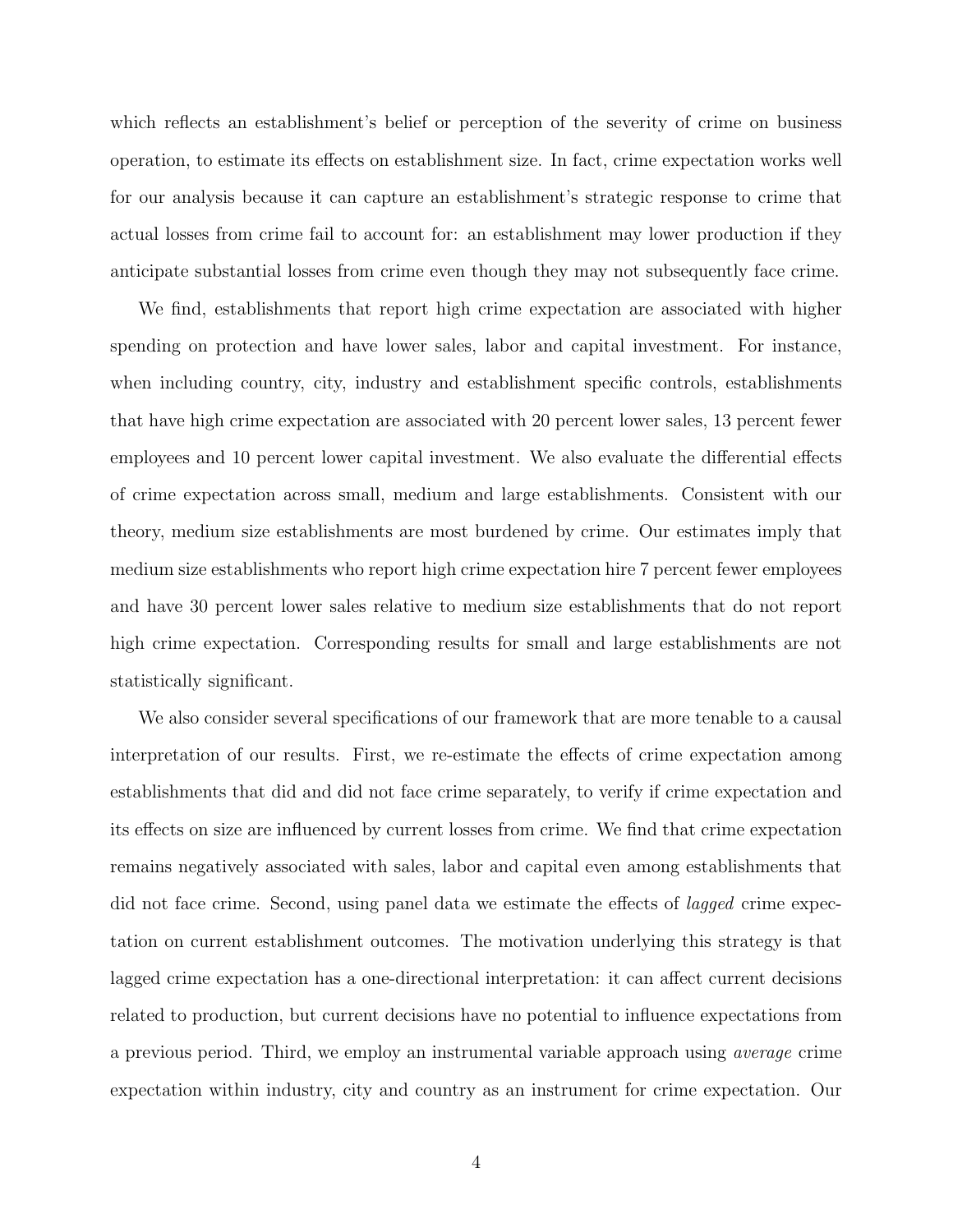which reflects an establishment's belief or perception of the severity of crime on business operation, to estimate its effects on establishment size. In fact, crime expectation works well for our analysis because it can capture an establishment's strategic response to crime that actual losses from crime fail to account for: an establishment may lower production if they anticipate substantial losses from crime even though they may not subsequently face crime.

We find, establishments that report high crime expectation are associated with higher spending on protection and have lower sales, labor and capital investment. For instance, when including country, city, industry and establishment specific controls, establishments that have high crime expectation are associated with 20 percent lower sales, 13 percent fewer employees and 10 percent lower capital investment. We also evaluate the differential effects of crime expectation across small, medium and large establishments. Consistent with our theory, medium size establishments are most burdened by crime. Our estimates imply that medium size establishments who report high crime expectation hire 7 percent fewer employees and have 30 percent lower sales relative to medium size establishments that do not report high crime expectation. Corresponding results for small and large establishments are not statistically significant.

We also consider several specifications of our framework that are more tenable to a causal interpretation of our results. First, we re-estimate the effects of crime expectation among establishments that did and did not face crime separately, to verify if crime expectation and its effects on size are influenced by current losses from crime. We find that crime expectation remains negatively associated with sales, labor and capital even among establishments that did not face crime. Second, using panel data we estimate the effects of *lagged* crime expectation on current establishment outcomes. The motivation underlying this strategy is that lagged crime expectation has a one-directional interpretation: it can affect current decisions related to production, but current decisions have no potential to influence expectations from a previous period. Third, we employ an instrumental variable approach using *average* crime expectation within industry, city and country as an instrument for crime expectation. Our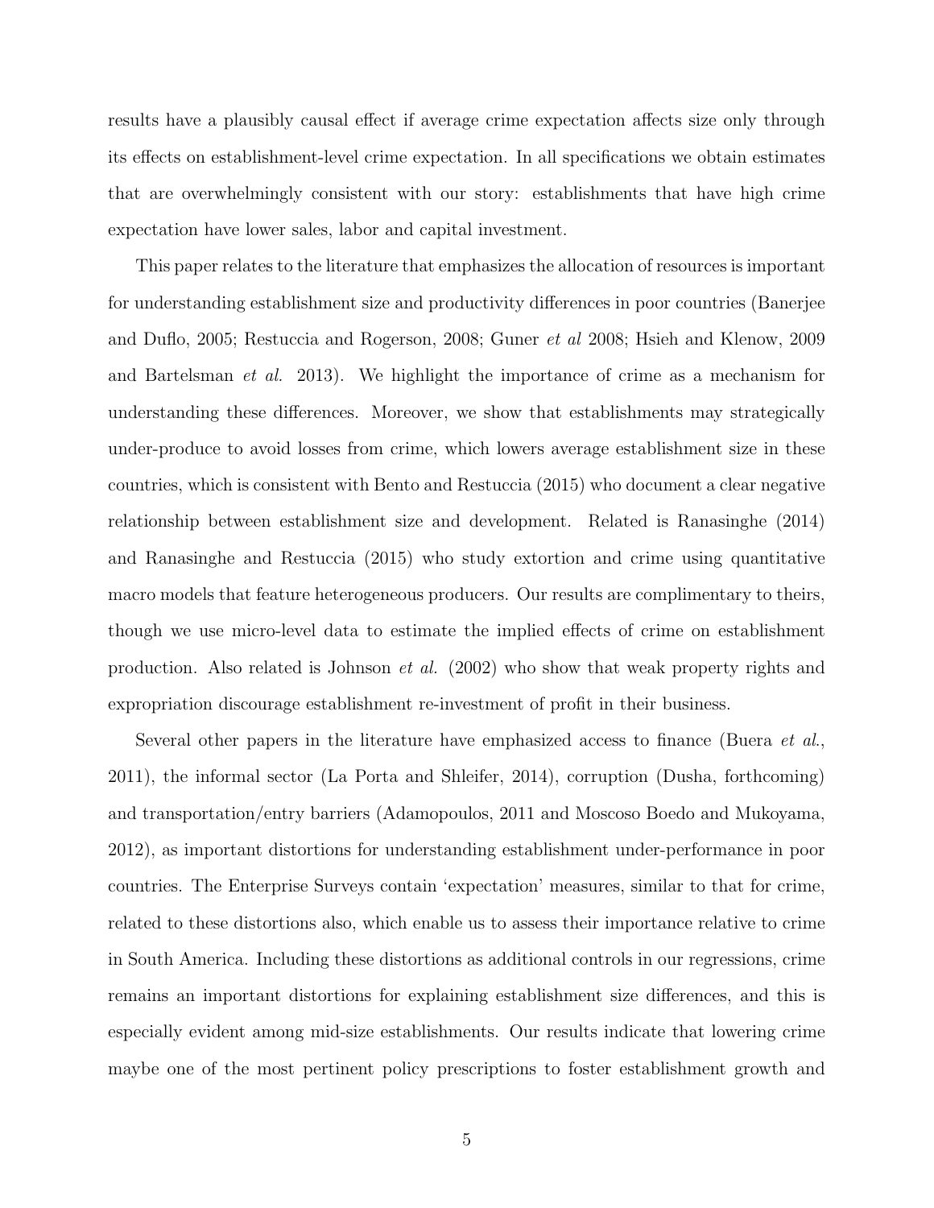results have a plausibly causal effect if average crime expectation affects size only through its effects on establishment-level crime expectation. In all specifications we obtain estimates that are overwhelmingly consistent with our story: establishments that have high crime expectation have lower sales, labor and capital investment.

This paper relates to the literature that emphasizes the allocation of resources is important for understanding establishment size and productivity differences in poor countries (Banerjee and Duflo, 2005; Restuccia and Rogerson, 2008; Guner *et al* 2008; Hsieh and Klenow, 2009 and Bartelsman *et al.* 2013). We highlight the importance of crime as a mechanism for understanding these differences. Moreover, we show that establishments may strategically under-produce to avoid losses from crime, which lowers average establishment size in these countries, which is consistent with Bento and Restuccia (2015) who document a clear negative relationship between establishment size and development. Related is Ranasinghe (2014) and Ranasinghe and Restuccia (2015) who study extortion and crime using quantitative macro models that feature heterogeneous producers. Our results are complimentary to theirs, though we use micro-level data to estimate the implied effects of crime on establishment production. Also related is Johnson *et al.* (2002) who show that weak property rights and expropriation discourage establishment re-investment of profit in their business.

Several other papers in the literature have emphasized access to finance (Buera *et al.*, 2011), the informal sector (La Porta and Shleifer, 2014), corruption (Dusha, forthcoming) and transportation/entry barriers (Adamopoulos, 2011 and Moscoso Boedo and Mukoyama, 2012), as important distortions for understanding establishment under-performance in poor countries. The Enterprise Surveys contain 'expectation' measures, similar to that for crime, related to these distortions also, which enable us to assess their importance relative to crime in South America. Including these distortions as additional controls in our regressions, crime remains an important distortions for explaining establishment size differences, and this is especially evident among mid-size establishments. Our results indicate that lowering crime maybe one of the most pertinent policy prescriptions to foster establishment growth and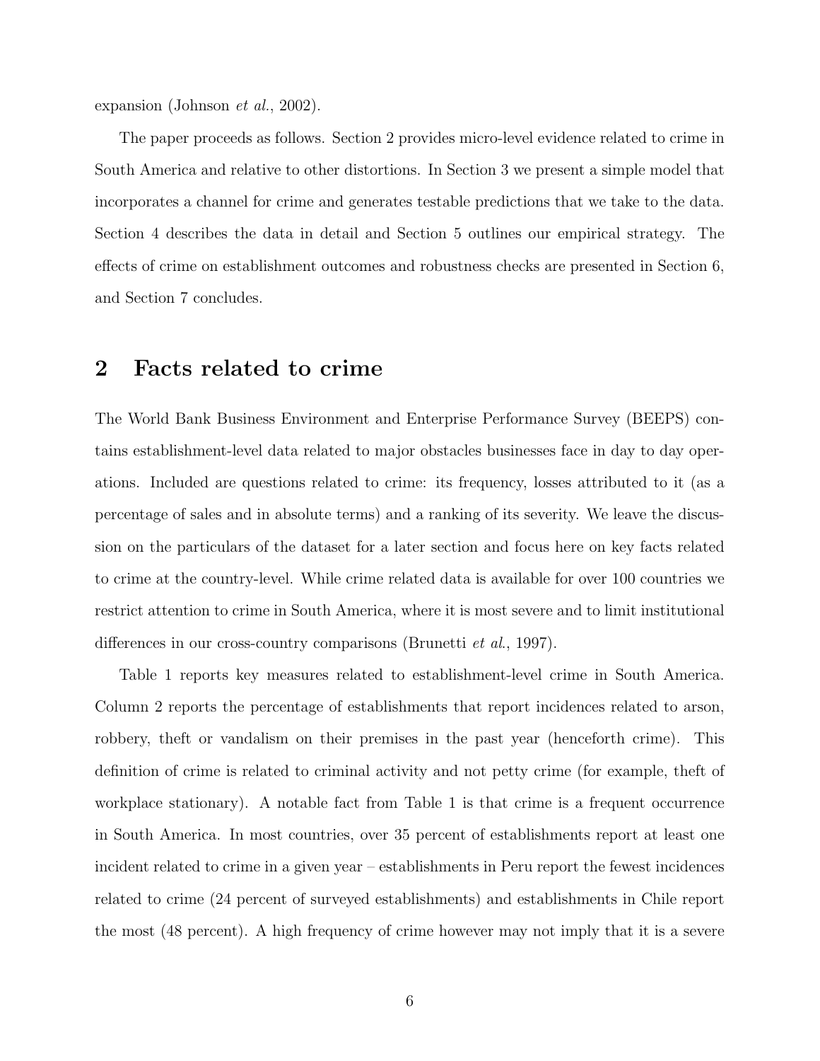expansion (Johnson *et al.*, 2002).

The paper proceeds as follows. Section 2 provides micro-level evidence related to crime in South America and relative to other distortions. In Section 3 we present a simple model that incorporates a channel for crime and generates testable predictions that we take to the data. Section 4 describes the data in detail and Section 5 outlines our empirical strategy. The effects of crime on establishment outcomes and robustness checks are presented in Section 6, and Section 7 concludes.

## 2 Facts related to crime

The World Bank Business Environment and Enterprise Performance Survey (BEEPS) contains establishment-level data related to major obstacles businesses face in day to day operations. Included are questions related to crime: its frequency, losses attributed to it (as a percentage of sales and in absolute terms) and a ranking of its severity. We leave the discussion on the particulars of the dataset for a later section and focus here on key facts related to crime at the country-level. While crime related data is available for over 100 countries we restrict attention to crime in South America, where it is most severe and to limit institutional differences in our cross-country comparisons (Brunetti *et al.*, 1997).

Table 1 reports key measures related to establishment-level crime in South America. Column 2 reports the percentage of establishments that report incidences related to arson, robbery, theft or vandalism on their premises in the past year (henceforth crime). This definition of crime is related to criminal activity and not petty crime (for example, theft of workplace stationary). A notable fact from Table 1 is that crime is a frequent occurrence in South America. In most countries, over 35 percent of establishments report at least one incident related to crime in a given year – establishments in Peru report the fewest incidences related to crime (24 percent of surveyed establishments) and establishments in Chile report the most (48 percent). A high frequency of crime however may not imply that it is a severe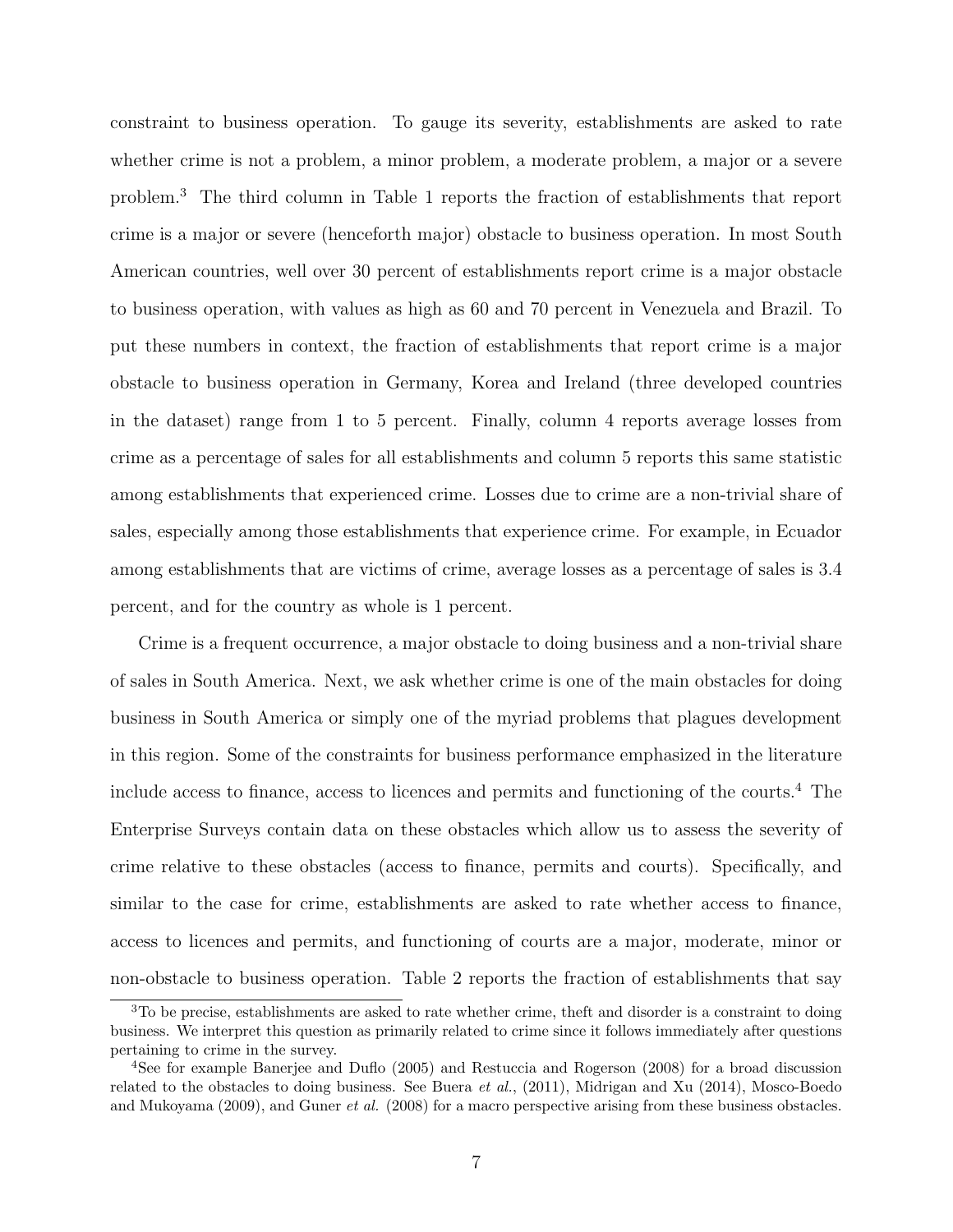constraint to business operation. To gauge its severity, establishments are asked to rate whether crime is not a problem, a minor problem, a moderate problem, a major or a severe problem.[3] The third column in Table 1 reports the fraction of establishments that report crime is a major or severe (henceforth major) obstacle to business operation. In most South American countries, well over 30 percent of establishments report crime is a major obstacle to business operation, with values as high as 60 and 70 percent in Venezuela and Brazil. To put these numbers in context, the fraction of establishments that report crime is a major obstacle to business operation in Germany, Korea and Ireland (three developed countries in the dataset) range from 1 to 5 percent. Finally, column 4 reports average losses from crime as a percentage of sales for all establishments and column 5 reports this same statistic among establishments that experienced crime. Losses due to crime are a non-trivial share of sales, especially among those establishments that experience crime. For example, in Ecuador among establishments that are victims of crime, average losses as a percentage of sales is 3.4 percent, and for the country as whole is 1 percent.

Crime is a frequent occurrence, a major obstacle to doing business and a non-trivial share of sales in South America. Next, we ask whether crime is one of the main obstacles for doing business in South America or simply one of the myriad problems that plagues development in this region. Some of the constraints for business performance emphasized in the literature include access to finance, access to licences and permits and functioning of the courts.[4] The Enterprise Surveys contain data on these obstacles which allow us to assess the severity of crime relative to these obstacles (access to finance, permits and courts). Specifically, and similar to the case for crime, establishments are asked to rate whether access to finance, access to licences and permits, and functioning of courts are a major, moderate, minor or non-obstacle to business operation. Table 2 reports the fraction of establishments that say

[3] To be precise, establishments are asked to rate whether crime, theft and disorder is a constraint to doing business. We interpret this question as primarily related to crime since it follows immediately after questions pertaining to crime in the survey.

[4] See for example Banerjee and Duflo (2005) and Restuccia and Rogerson (2008) for a broad discussion related to the obstacles to doing business. See Buera *et al.*, (2011), Midrigan and Xu (2014), Mosco-Boedo and Mukoyama (2009), and Guner *et al.* (2008) for a macro perspective arising from these business obstacles.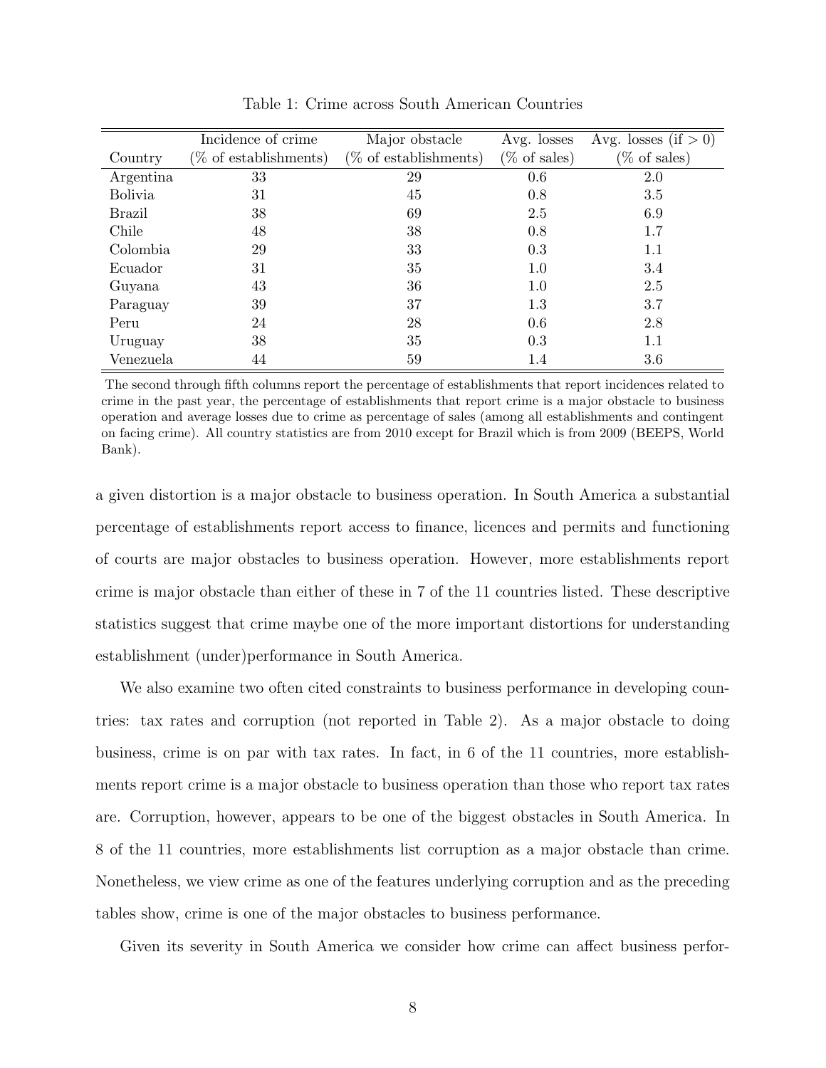Table 1: Crime across South American Countries

| Country | Incidence of crime (% of establishments) | Major obstacle (% of establishments) | Avg. losses (% of sales) | Avg. losses (if > 0) (% of sales) |
|---|---|---|---|---|
| Argentina | 33 | 29 | 0.6 | 2.0 |
| Bolivia | 31 | 45 | 0.8 | 3.5 |
| Brazil | 38 | 69 | 2.5 | 6.9 |
| Chile | 48 | 38 | 0.8 | 1.7 |
| Colombia | 29 | 33 | 0.3 | 1.1 |
| Ecuador | 31 | 35 | 1.0 | 3.4 |
| Guyana | 43 | 36 | 1.0 | 2.5 |
| Paraguay | 39 | 37 | 1.3 | 3.7 |
| Peru | 24 | 28 | 0.6 | 2.8 |
| Uruguay | 38 | 35 | 0.3 | 1.1 |
| Venezuela | 44 | 59 | 1.4 | 3.6 |

The second through fifth columns report the percentage of establishments that report incidences related to crime in the past year, the percentage of establishments that report crime is a major obstacle to business operation and average losses due to crime as percentage of sales (among all establishments and contingent on facing crime). All country statistics are from 2010 except for Brazil which is from 2009 (BEEPS, World Bank).

a given distortion is a major obstacle to business operation. In South America a substantial percentage of establishments report access to finance, licences and permits and functioning of courts are major obstacles to business operation. However, more establishments report crime is major obstacle than either of these in 7 of the 11 countries listed. These descriptive statistics suggest that crime maybe one of the more important distortions for understanding establishment (under)performance in South America.

We also examine two often cited constraints to business performance in developing countries: tax rates and corruption (not reported in Table 2). As a major obstacle to doing business, crime is on par with tax rates. In fact, in 6 of the 11 countries, more establishments report crime is a major obstacle to business operation than those who report tax rates are. Corruption, however, appears to be one of the biggest obstacles in South America. In 8 of the 11 countries, more establishments list corruption as a major obstacle than crime. Nonetheless, we view crime as one of the features underlying corruption and as the preceding tables show, crime is one of the major obstacles to business performance.

Given its severity in South America we consider how crime can affect business perfor-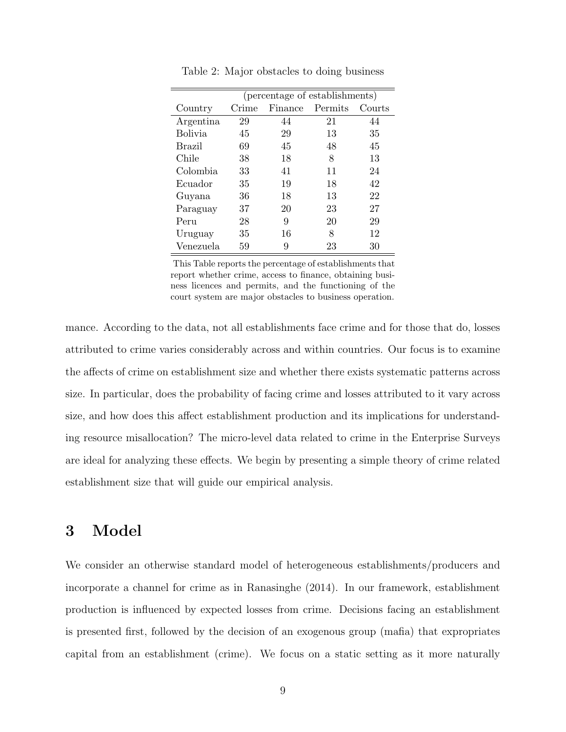Table 2: Major obstacles to doing business

| | (percentage of establishments) | | | |
|---|---|---|---|---|
| Country | Crime | Finance | Permits | Courts |
| Argentina | 29 | 44 | 21 | 44 |
| Bolivia | 45 | 29 | 13 | 35 |
| Brazil | 69 | 45 | 48 | 45 |
| Chile | 38 | 18 | 8 | 13 |
| Colombia | 33 | 41 | 11 | 24 |
| Ecuador | 35 | 19 | 18 | 42 |
| Guyana | 36 | 18 | 13 | 22 |
| Paraguay | 37 | 20 | 23 | 27 |
| Peru | 28 | 9 | 20 | 29 |
| Uruguay | 35 | 16 | 8 | 12 |
| Venezuela | 59 | 9 | 23 | 30 |

This Table reports the percentage of establishments that report whether crime, access to finance, obtaining business licences and permits, and the functioning of the court system are major obstacles to business operation.

mance. According to the data, not all establishments face crime and for those that do, losses attributed to crime varies considerably across and within countries. Our focus is to examine the affects of crime on establishment size and whether there exists systematic patterns across size. In particular, does the probability of facing crime and losses attributed to it vary across size, and how does this affect establishment production and its implications for understanding resource misallocation? The micro-level data related to crime in the Enterprise Surveys are ideal for analyzing these effects. We begin by presenting a simple theory of crime related establishment size that will guide our empirical analysis.

# 3 Model

We consider an otherwise standard model of heterogeneous establishments/producers and incorporate a channel for crime as in Ranasinghe (2014). In our framework, establishment production is influenced by expected losses from crime. Decisions facing an establishment is presented first, followed by the decision of an exogenous group (mafia) that expropriates capital from an establishment (crime). We focus on a static setting as it more naturally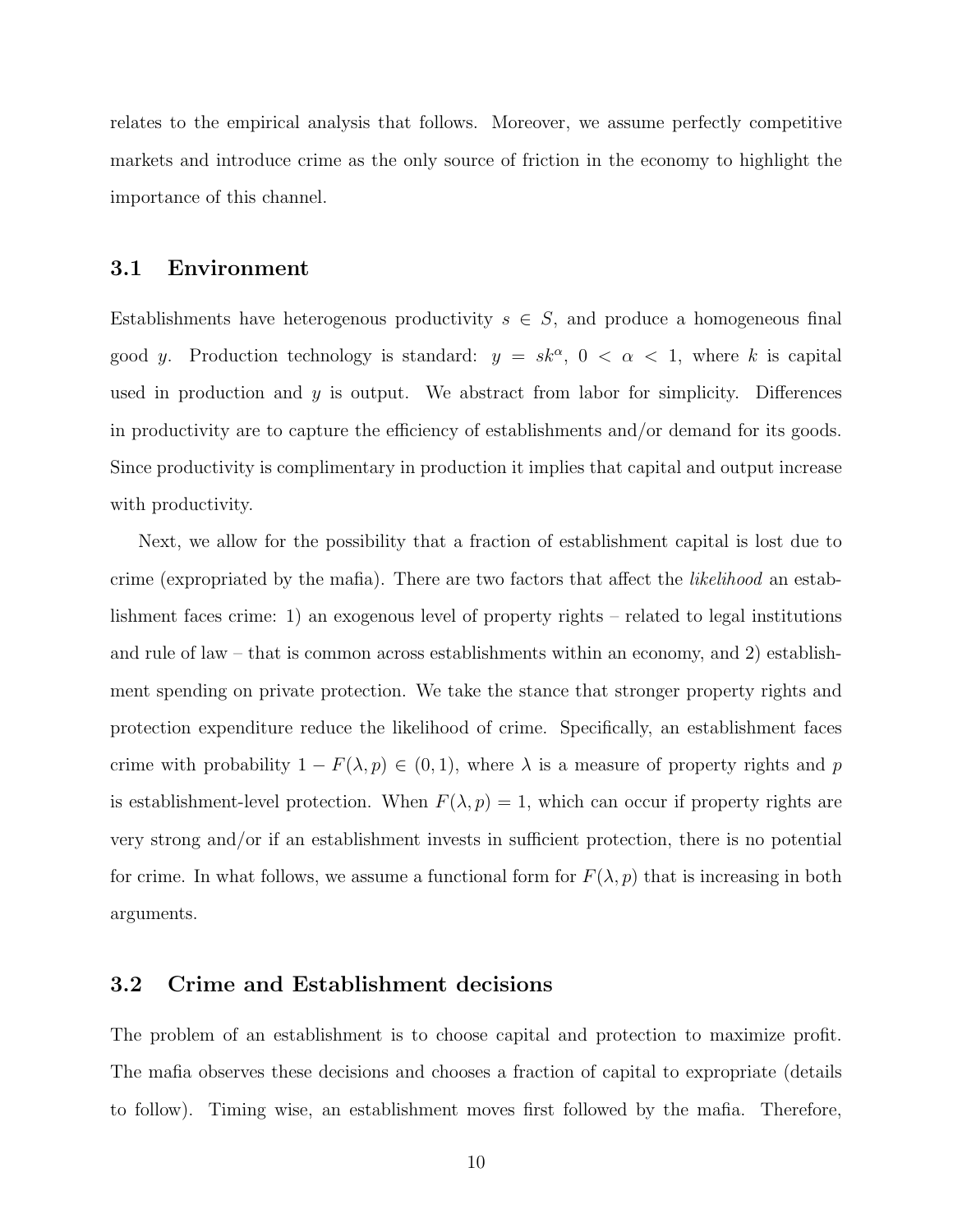relates to the empirical analysis that follows. Moreover, we assume perfectly competitive markets and introduce crime as the only source of friction in the economy to highlight the importance of this channel.

## 3.1 Environment

Establishments have heterogenous productivity $s \in S$, and produce a homogeneous final good $y$. Production technology is standard: $y = sk^{\alpha}$, $0 < \alpha < 1$, where $k$ is capital used in production and $y$ is output. We abstract from labor for simplicity. Differences in productivity are to capture the efficiency of establishments and/or demand for its goods. Since productivity is complimentary in production it implies that capital and output increase with productivity.

Next, we allow for the possibility that a fraction of establishment capital is lost due to crime (expropriated by the mafia). There are two factors that affect the *likelihood* an establishment faces crime: 1) an exogenous level of property rights – related to legal institutions and rule of law – that is common across establishments within an economy, and 2) establishment spending on private protection. We take the stance that stronger property rights and protection expenditure reduce the likelihood of crime. Specifically, an establishment faces crime with probability $1 - F(\lambda, p) \in (0, 1)$, where $\lambda$ is a measure of property rights and $p$ is establishment-level protection. When $F(\lambda, p) = 1$, which can occur if property rights are very strong and/or if an establishment invests in sufficient protection, there is no potential for crime. In what follows, we assume a functional form for $F(\lambda, p)$ that is increasing in both arguments.

## 3.2 Crime and Establishment decisions

The problem of an establishment is to choose capital and protection to maximize profit. The mafia observes these decisions and chooses a fraction of capital to expropriate (details to follow). Timing wise, an establishment moves first followed by the mafia. Therefore,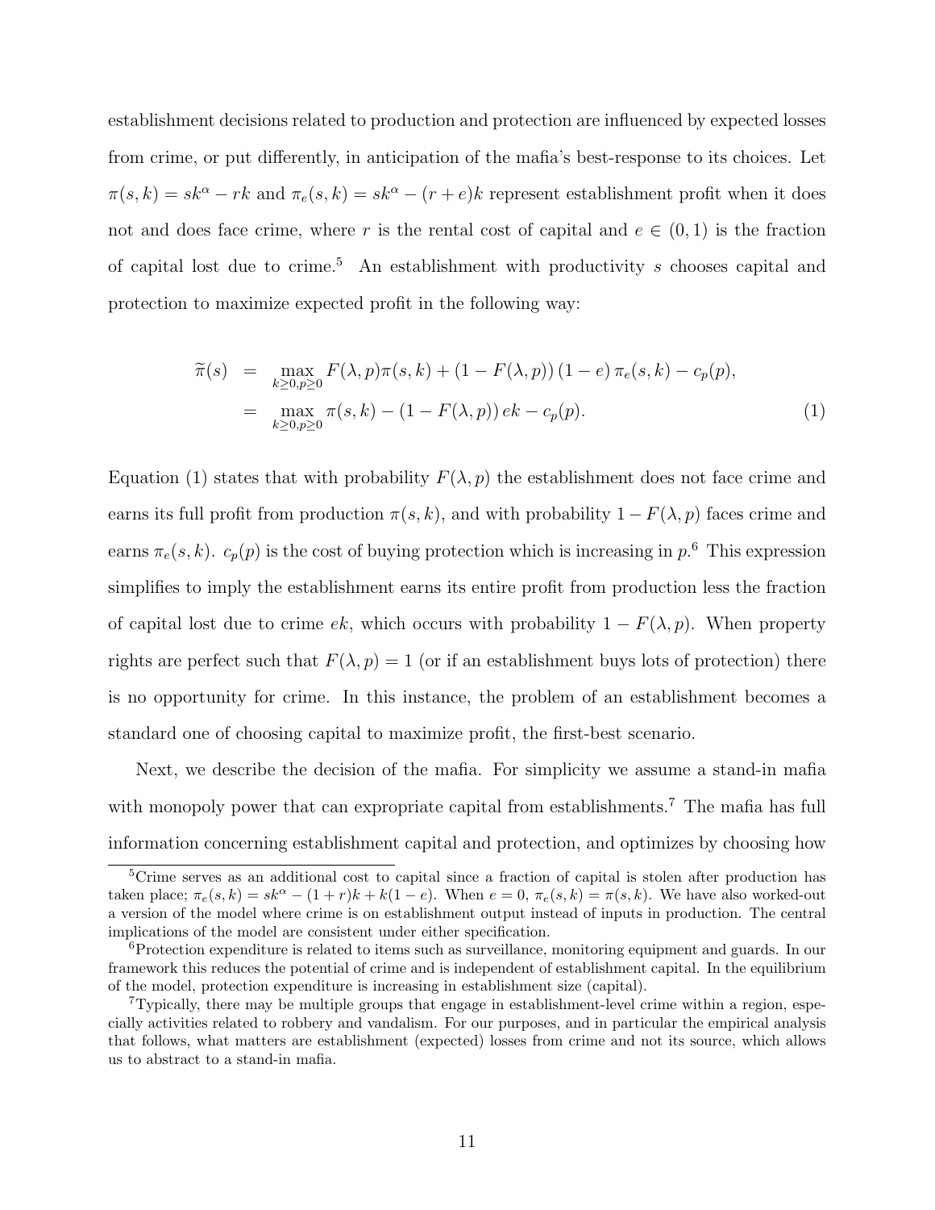establishment decisions related to production and protection are influenced by expected losses from crime, or put differently, in anticipation of the mafia's best-response to its choices. Let $\pi(s,k) = sk^{\alpha} - rk$ and $\pi_e(s,k) = sk^{\alpha} - (r+e)k$ represent establishment profit when it does not and does face crime, where $r$ is the rental cost of capital and $e \in (0,1)$ is the fraction of capital lost due to crime.[5] An establishment with productivity $s$ chooses capital and protection to maximize expected profit in the following way:

$$
\begin{aligned}
\widetilde{\pi}(s) &= \max_{k \geq 0, p \geq 0} F(\lambda, p)\pi(s,k) + (1 - F(\lambda, p))(1-e)\,\pi_e(s,k) - c_p(p), \\
&= \max_{k \geq 0, p \geq 0} \pi(s,k) - (1 - F(\lambda, p))\, ek - c_p(p). \qquad (1)
\end{aligned}
$$

Equation (1) states that with probability $F(\lambda, p)$ the establishment does not face crime and earns its full profit from production $\pi(s,k)$, and with probability $1 - F(\lambda, p)$ faces crime and earns $\pi_e(s,k)$. $c_p(p)$ is the cost of buying protection which is increasing in $p$.[6] This expression simplifies to imply the establishment earns its entire profit from production less the fraction of capital lost due to crime $ek$, which occurs with probability $1 - F(\lambda, p)$. When property rights are perfect such that $F(\lambda, p) = 1$ (or if an establishment buys lots of protection) there is no opportunity for crime. In this instance, the problem of an establishment becomes a standard one of choosing capital to maximize profit, the first-best scenario.

Next, we describe the decision of the mafia. For simplicity we assume a stand-in mafia with monopoly power that can expropriate capital from establishments.[7] The mafia has full information concerning establishment capital and protection, and optimizes by choosing how

---

[5] Crime serves as an additional cost to capital since a fraction of capital is stolen after production has taken place; $\pi_e(s,k) = sk^{\alpha} - (1+r)k + k(1-e)$. When $e = 0$, $\pi_e(s,k) = \pi(s,k)$. We have also worked-out a version of the model where crime is on establishment output instead of inputs in production. The central implications of the model are consistent under either specification.

[6] Protection expenditure is related to items such as surveillance, monitoring equipment and guards. In our framework this reduces the potential of crime and is independent of establishment capital. In the equilibrium of the model, protection expenditure is increasing in establishment size (capital).

[7] Typically, there may be multiple groups that engage in establishment-level crime within a region, especially activities related to robbery and vandalism. For our purposes, and in particular the empirical analysis that follows, what matters are establishment (expected) losses from crime and not its source, which allows us to abstract to a stand-in mafia.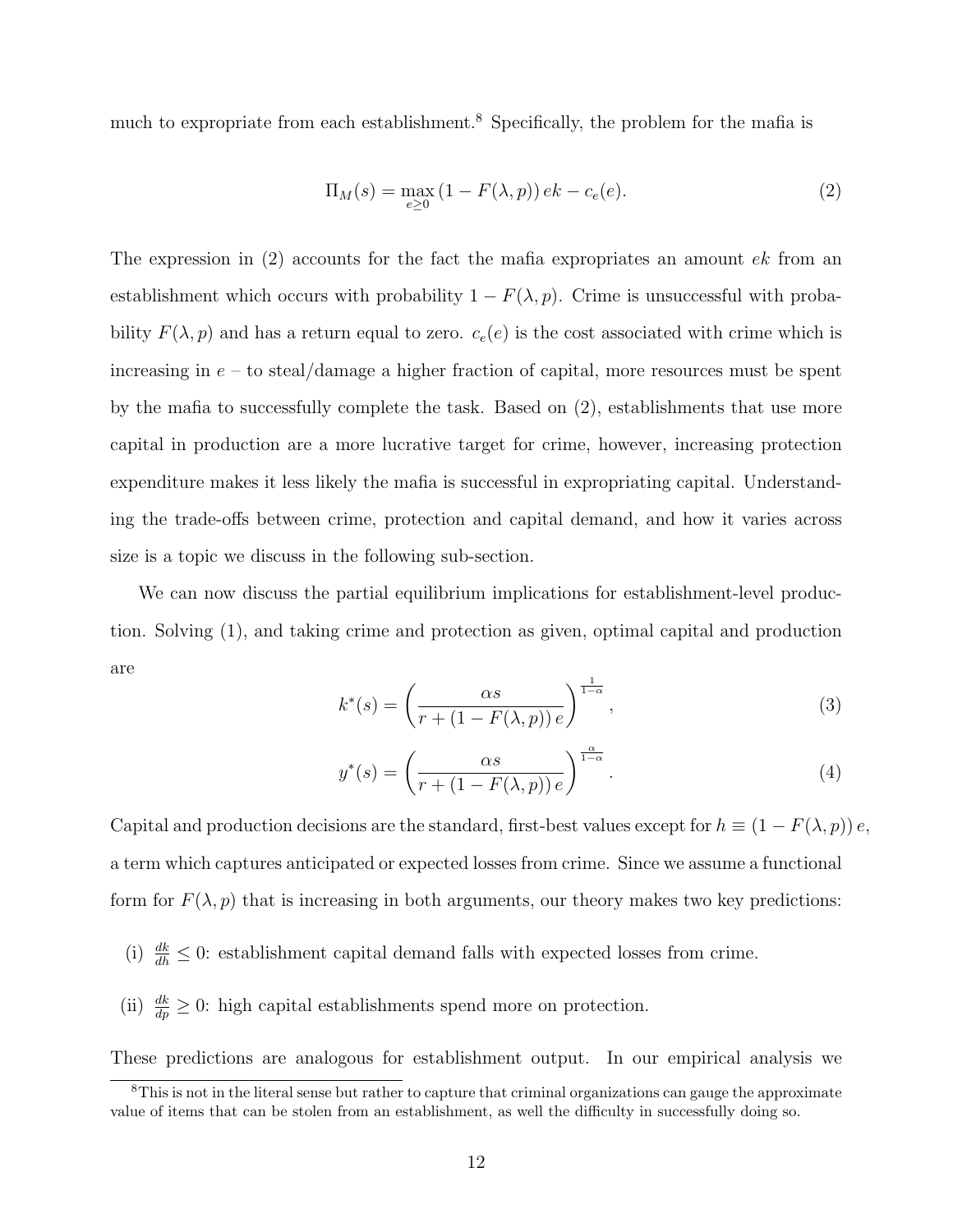much to expropriate from each establishment.[8] Specifically, the problem for the mafia is

$$\Pi_M(s) = \max_{e \geq 0} \left(1 - F(\lambda, p)\right) ek - c_e(e). \tag{2}$$

The expression in (2) accounts for the fact the mafia expropriates an amount $ek$ from an establishment which occurs with probability $1 - F(\lambda, p)$. Crime is unsuccessful with probability $F(\lambda, p)$ and has a return equal to zero. $c_e(e)$ is the cost associated with crime which is increasing in $e$ – to steal/damage a higher fraction of capital, more resources must be spent by the mafia to successfully complete the task. Based on (2), establishments that use more capital in production are a more lucrative target for crime, however, increasing protection expenditure makes it less likely the mafia is successful in expropriating capital. Understanding the trade-offs between crime, protection and capital demand, and how it varies across size is a topic we discuss in the following sub-section.

We can now discuss the partial equilibrium implications for establishment-level production. Solving (1), and taking crime and protection as given, optimal capital and production are

$$k^*(s) = \left(\frac{\alpha s}{r + \left(1 - F(\lambda, p)\right) e}\right)^{\frac{1}{1-\alpha}}, \tag{3}$$

$$y^*(s) = \left(\frac{\alpha s}{r + \left(1 - F(\lambda, p)\right) e}\right)^{\frac{\alpha}{1-\alpha}}. \tag{4}$$

Capital and production decisions are the standard, first-best values except for $h \equiv \left(1 - F(\lambda, p)\right) e$, a term which captures anticipated or expected losses from crime. Since we assume a functional form for $F(\lambda, p)$ that is increasing in both arguments, our theory makes two key predictions:

(i) $\frac{dk}{dh} \leq 0$: establishment capital demand falls with expected losses from crime.

(ii) $\frac{dk}{dp} \geq 0$: high capital establishments spend more on protection.

These predictions are analogous for establishment output. In our empirical analysis we

[8] This is not in the literal sense but rather to capture that criminal organizations can gauge the approximate value of items that can be stolen from an establishment, as well the difficulty in successfully doing so.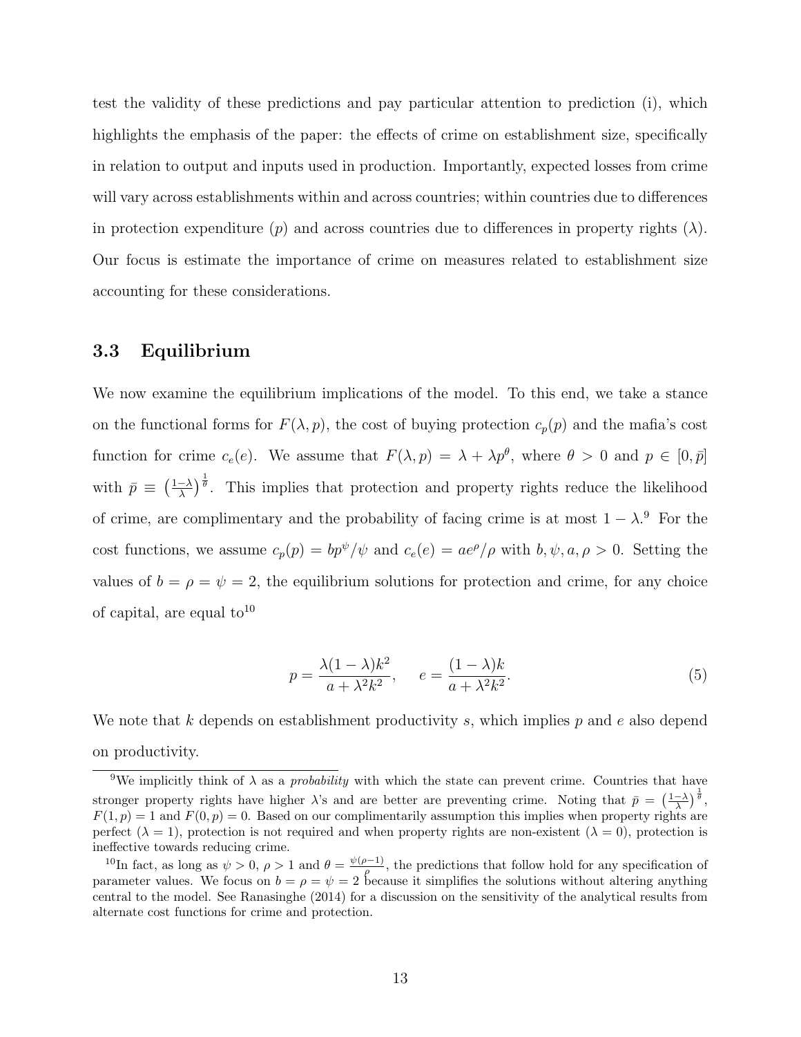test the validity of these predictions and pay particular attention to prediction (i), which highlights the emphasis of the paper: the effects of crime on establishment size, specifically in relation to output and inputs used in production. Importantly, expected losses from crime will vary across establishments within and across countries; within countries due to differences in protection expenditure ($p$) and across countries due to differences in property rights ($\lambda$). Our focus is estimate the importance of crime on measures related to establishment size accounting for these considerations.

### 3.3 Equilibrium

We now examine the equilibrium implications of the model. To this end, we take a stance on the functional forms for $F(\lambda, p)$, the cost of buying protection $c_p(p)$ and the mafia's cost function for crime $c_e(e)$. We assume that $F(\lambda, p) = \lambda + \lambda p^{\theta}$, where $\theta > 0$ and $p \in [0, \bar{p}]$ with $\bar{p} \equiv \left(\frac{1-\lambda}{\lambda}\right)^{\frac{1}{\theta}}$. This implies that protection and property rights reduce the likelihood of crime, are complimentary and the probability of facing crime is at most $1 - \lambda$.[9] For the cost functions, we assume $c_p(p) = bp^{\psi}/\psi$ and $c_e(e) = ae^{\rho}/\rho$ with $b, \psi, a, \rho > 0$. Setting the values of $b = \rho = \psi = 2$, the equilibrium solutions for protection and crime, for any choice of capital, are equal to[10]

$$p = \frac{\lambda(1-\lambda)k^2}{a + \lambda^2 k^2}, \qquad e = \frac{(1-\lambda)k}{a + \lambda^2 k^2}. \tag{5}$$

We note that $k$ depends on establishment productivity $s$, which implies $p$ and $e$ also depend on productivity.

---

[9] We implicitly think of $\lambda$ as a *probability* with which the state can prevent crime. Countries that have stronger property rights have higher $\lambda$'s and are better are preventing crime. Noting that $\bar{p} = \left(\frac{1-\lambda}{\lambda}\right)^{\frac{1}{\theta}}$, $F(1, p) = 1$ and $F(0, p) = 0$. Based on our complimentarily assumption this implies when property rights are perfect ($\lambda = 1$), protection is not required and when property rights are non-existent ($\lambda = 0$), protection is ineffective towards reducing crime.

[10] In fact, as long as $\psi > 0$, $\rho > 1$ and $\theta = \frac{\psi(\rho-1)}{\rho}$, the predictions that follow hold for any specification of parameter values. We focus on $b = \rho = \psi = 2$ because it simplifies the solutions without altering anything central to the model. See Ranasinghe (2014) for a discussion on the sensitivity of the analytical results from alternate cost functions for crime and protection.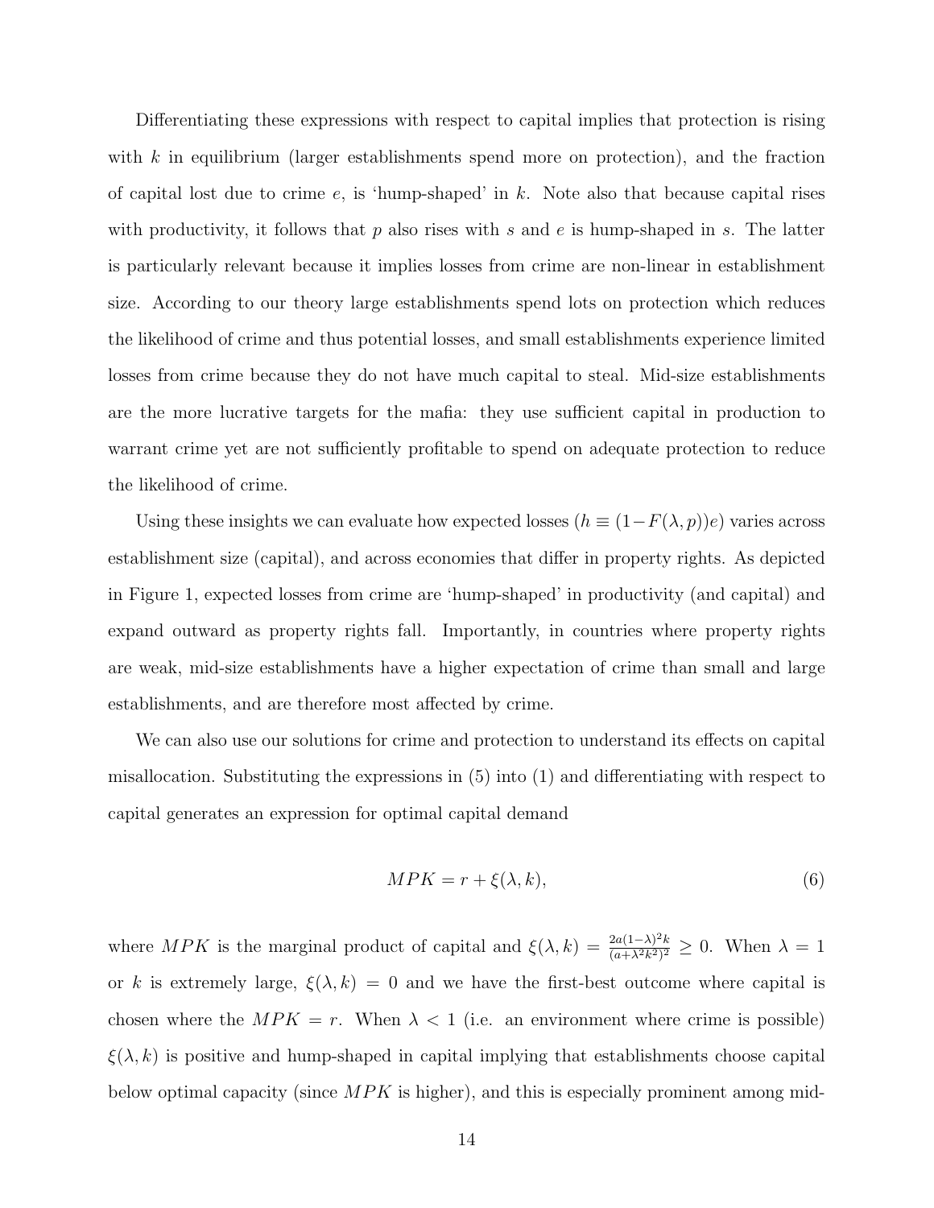Differentiating these expressions with respect to capital implies that protection is rising with $k$ in equilibrium (larger establishments spend more on protection), and the fraction of capital lost due to crime $e$, is 'hump-shaped' in $k$. Note also that because capital rises with productivity, it follows that $p$ also rises with $s$ and $e$ is hump-shaped in $s$. The latter is particularly relevant because it implies losses from crime are non-linear in establishment size. According to our theory large establishments spend lots on protection which reduces the likelihood of crime and thus potential losses, and small establishments experience limited losses from crime because they do not have much capital to steal. Mid-size establishments are the more lucrative targets for the mafia: they use sufficient capital in production to warrant crime yet are not sufficiently profitable to spend on adequate protection to reduce the likelihood of crime.

Using these insights we can evaluate how expected losses ($h \equiv (1-F(\lambda, p))e$) varies across establishment size (capital), and across economies that differ in property rights. As depicted in Figure 1, expected losses from crime are 'hump-shaped' in productivity (and capital) and expand outward as property rights fall. Importantly, in countries where property rights are weak, mid-size establishments have a higher expectation of crime than small and large establishments, and are therefore most affected by crime.

We can also use our solutions for crime and protection to understand its effects on capital misallocation. Substituting the expressions in (5) into (1) and differentiating with respect to capital generates an expression for optimal capital demand

$$MPK = r + \xi(\lambda, k), \tag{6}$$

where $MPK$ is the marginal product of capital and $\xi(\lambda, k) = \frac{2a(1-\lambda)^2 k}{(a+\lambda^2 k^2)^2} \geq 0$. When $\lambda = 1$ or $k$ is extremely large, $\xi(\lambda, k) = 0$ and we have the first-best outcome where capital is chosen where the $MPK = r$. When $\lambda < 1$ (i.e. an environment where crime is possible) $\xi(\lambda, k)$ is positive and hump-shaped in capital implying that establishments choose capital below optimal capacity (since $MPK$ is higher), and this is especially prominent among mid-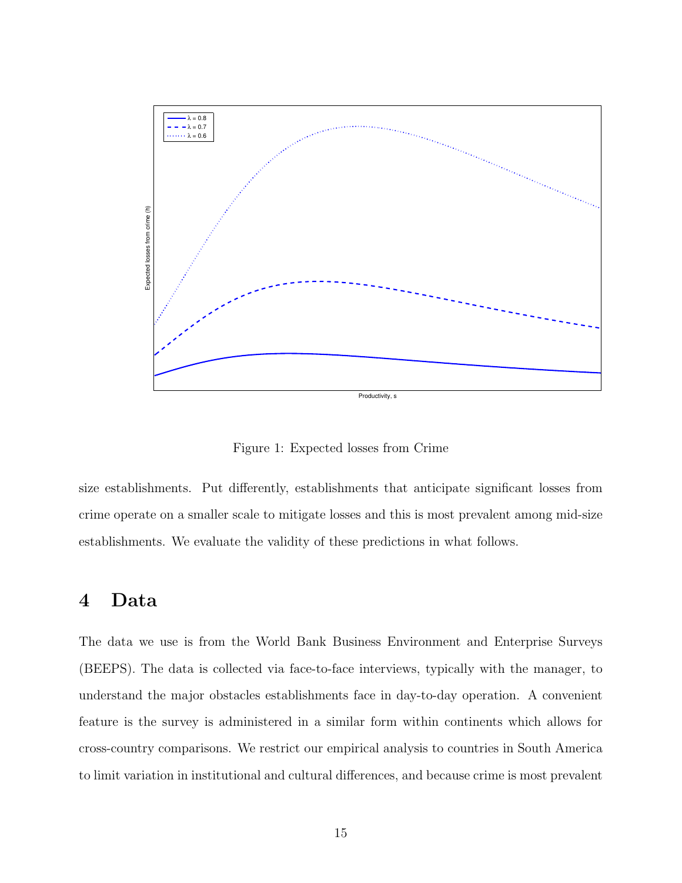Figure 1: Expected losses from Crime

size establishments. Put differently, establishments that anticipate significant losses from crime operate on a smaller scale to mitigate losses and this is most prevalent among mid-size establishments. We evaluate the validity of these predictions in what follows.

# 4 Data

The data we use is from the World Bank Business Environment and Enterprise Surveys (BEEPS). The data is collected via face-to-face interviews, typically with the manager, to understand the major obstacles establishments face in day-to-day operation. A convenient feature is the survey is administered in a similar form within continents which allows for cross-country comparisons. We restrict our empirical analysis to countries in South America to limit variation in institutional and cultural differences, and because crime is most prevalent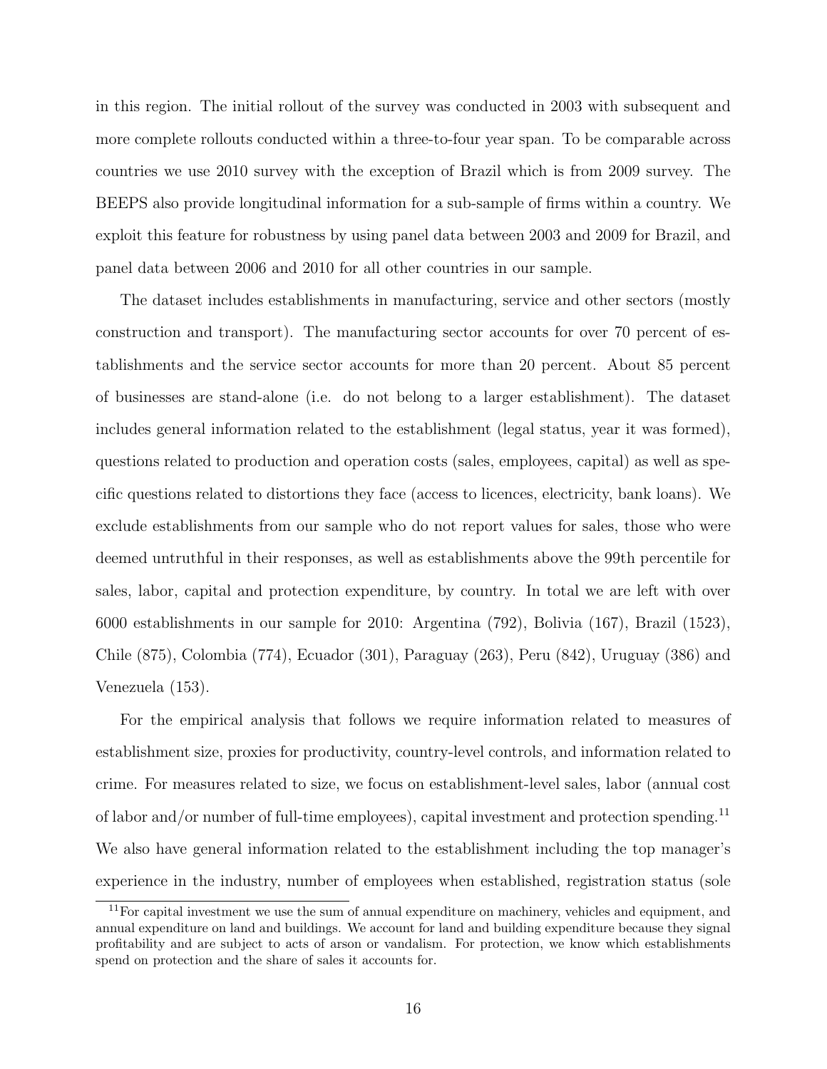in this region. The initial rollout of the survey was conducted in 2003 with subsequent and more complete rollouts conducted within a three-to-four year span. To be comparable across countries we use 2010 survey with the exception of Brazil which is from 2009 survey. The BEEPS also provide longitudinal information for a sub-sample of firms within a country. We exploit this feature for robustness by using panel data between 2003 and 2009 for Brazil, and panel data between 2006 and 2010 for all other countries in our sample.

The dataset includes establishments in manufacturing, service and other sectors (mostly construction and transport). The manufacturing sector accounts for over 70 percent of establishments and the service sector accounts for more than 20 percent. About 85 percent of businesses are stand-alone (i.e. do not belong to a larger establishment). The dataset includes general information related to the establishment (legal status, year it was formed), questions related to production and operation costs (sales, employees, capital) as well as specific questions related to distortions they face (access to licences, electricity, bank loans). We exclude establishments from our sample who do not report values for sales, those who were deemed untruthful in their responses, as well as establishments above the 99th percentile for sales, labor, capital and protection expenditure, by country. In total we are left with over 6000 establishments in our sample for 2010: Argentina (792), Bolivia (167), Brazil (1523), Chile (875), Colombia (774), Ecuador (301), Paraguay (263), Peru (842), Uruguay (386) and Venezuela (153).

For the empirical analysis that follows we require information related to measures of establishment size, proxies for productivity, country-level controls, and information related to crime. For measures related to size, we focus on establishment-level sales, labor (annual cost of labor and/or number of full-time employees), capital investment and protection spending.[11] We also have general information related to the establishment including the top manager's experience in the industry, number of employees when established, registration status (sole

[11] For capital investment we use the sum of annual expenditure on machinery, vehicles and equipment, and annual expenditure on land and buildings. We account for land and building expenditure because they signal profitability and are subject to acts of arson or vandalism. For protection, we know which establishments spend on protection and the share of sales it accounts for.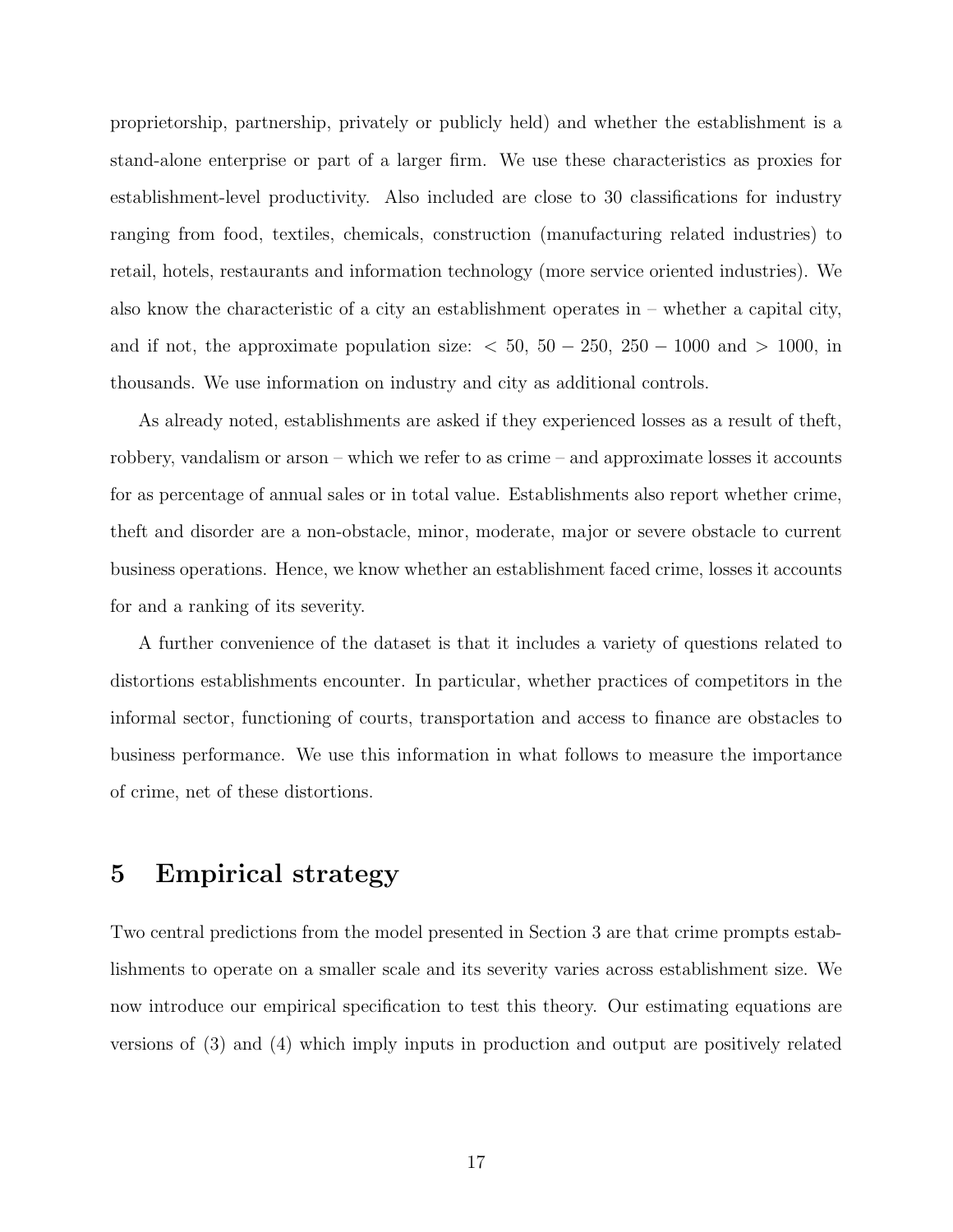proprietorship, partnership, privately or publicly held) and whether the establishment is a stand-alone enterprise or part of a larger firm. We use these characteristics as proxies for establishment-level productivity. Also included are close to 30 classifications for industry ranging from food, textiles, chemicals, construction (manufacturing related industries) to retail, hotels, restaurants and information technology (more service oriented industries). We also know the characteristic of a city an establishment operates in – whether a capital city, and if not, the approximate population size: $< 50$, $50-250$, $250-1000$ and $> 1000$, in thousands. We use information on industry and city as additional controls.

As already noted, establishments are asked if they experienced losses as a result of theft, robbery, vandalism or arson – which we refer to as crime – and approximate losses it accounts for as percentage of annual sales or in total value. Establishments also report whether crime, theft and disorder are a non-obstacle, minor, moderate, major or severe obstacle to current business operations. Hence, we know whether an establishment faced crime, losses it accounts for and a ranking of its severity.

A further convenience of the dataset is that it includes a variety of questions related to distortions establishments encounter. In particular, whether practices of competitors in the informal sector, functioning of courts, transportation and access to finance are obstacles to business performance. We use this information in what follows to measure the importance of crime, net of these distortions.

# 5 Empirical strategy

Two central predictions from the model presented in Section 3 are that crime prompts establishments to operate on a smaller scale and its severity varies across establishment size. We now introduce our empirical specification to test this theory. Our estimating equations are versions of (3) and (4) which imply inputs in production and output are positively related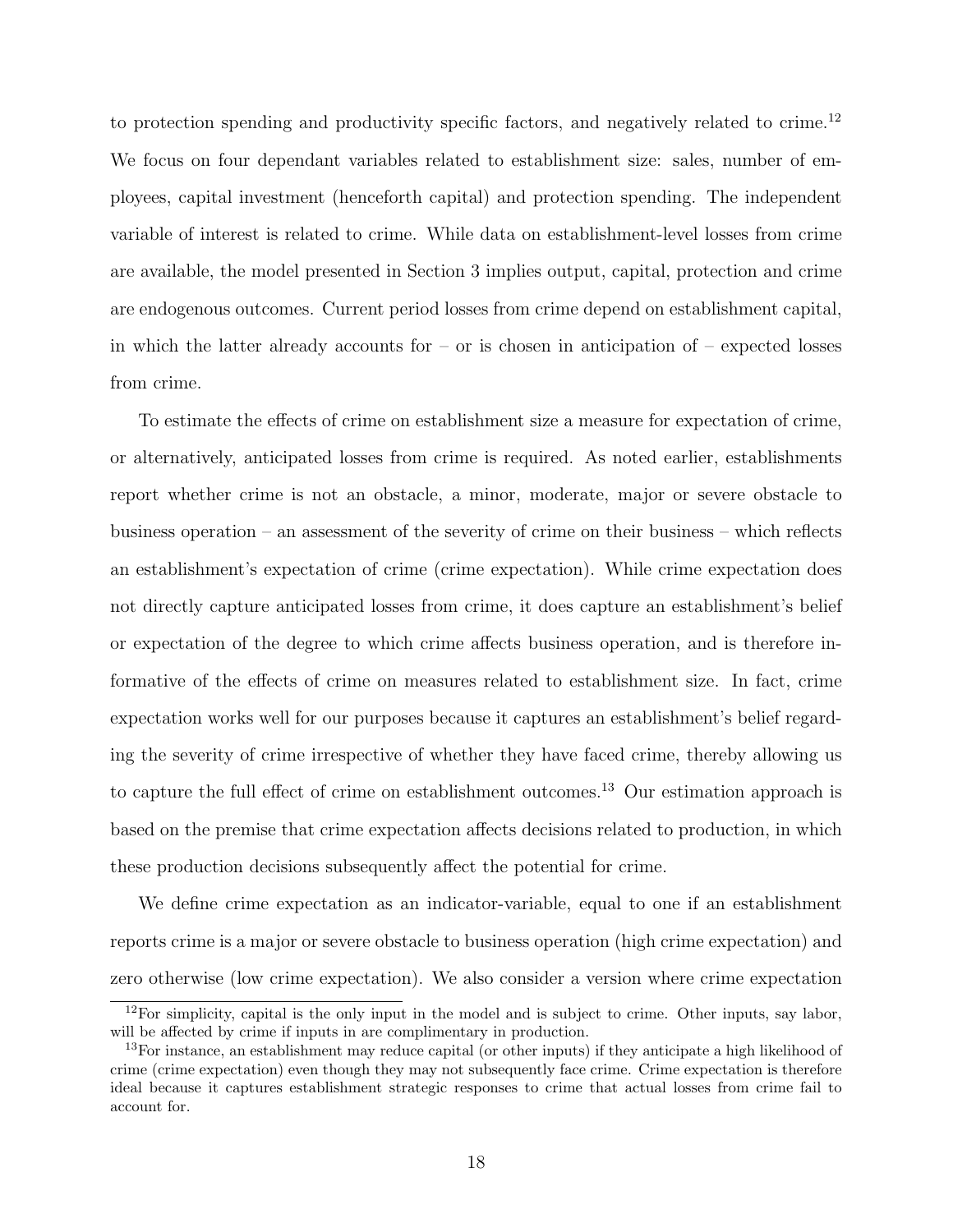to protection spending and productivity specific factors, and negatively related to crime.[12] We focus on four dependant variables related to establishment size: sales, number of employees, capital investment (henceforth capital) and protection spending. The independent variable of interest is related to crime. While data on establishment-level losses from crime are available, the model presented in Section 3 implies output, capital, protection and crime are endogenous outcomes. Current period losses from crime depend on establishment capital, in which the latter already accounts for – or is chosen in anticipation of – expected losses from crime.

To estimate the effects of crime on establishment size a measure for expectation of crime, or alternatively, anticipated losses from crime is required. As noted earlier, establishments report whether crime is not an obstacle, a minor, moderate, major or severe obstacle to business operation – an assessment of the severity of crime on their business – which reflects an establishment's expectation of crime (crime expectation). While crime expectation does not directly capture anticipated losses from crime, it does capture an establishment's belief or expectation of the degree to which crime affects business operation, and is therefore informative of the effects of crime on measures related to establishment size. In fact, crime expectation works well for our purposes because it captures an establishment's belief regarding the severity of crime irrespective of whether they have faced crime, thereby allowing us to capture the full effect of crime on establishment outcomes.[13] Our estimation approach is based on the premise that crime expectation affects decisions related to production, in which these production decisions subsequently affect the potential for crime.

We define crime expectation as an indicator-variable, equal to one if an establishment reports crime is a major or severe obstacle to business operation (high crime expectation) and zero otherwise (low crime expectation). We also consider a version where crime expectation

[12] For simplicity, capital is the only input in the model and is subject to crime. Other inputs, say labor, will be affected by crime if inputs in are complimentary in production.

[13] For instance, an establishment may reduce capital (or other inputs) if they anticipate a high likelihood of crime (crime expectation) even though they may not subsequently face crime. Crime expectation is therefore ideal because it captures establishment strategic responses to crime that actual losses from crime fail to account for.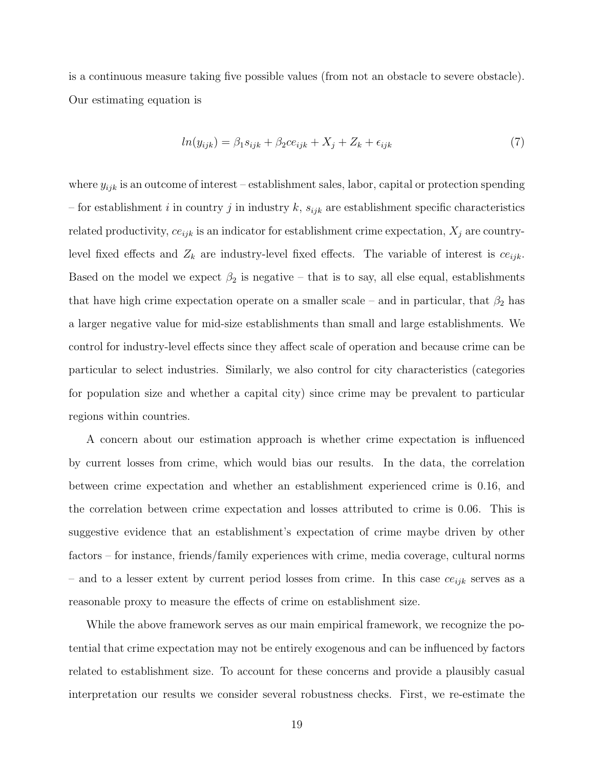is a continuous measure taking five possible values (from not an obstacle to severe obstacle). Our estimating equation is

$$ln(y_{ijk}) = \beta_1 s_{ijk} + \beta_2 ce_{ijk} + X_j + Z_k + \epsilon_{ijk} \tag{7}$$

where $y_{ijk}$ is an outcome of interest – establishment sales, labor, capital or protection spending – for establishment $i$ in country $j$ in industry $k$, $s_{ijk}$ are establishment specific characteristics related productivity, $ce_{ijk}$ is an indicator for establishment crime expectation, $X_j$ are country-level fixed effects and $Z_k$ are industry-level fixed effects. The variable of interest is $ce_{ijk}$. Based on the model we expect $\beta_2$ is negative – that is to say, all else equal, establishments that have high crime expectation operate on a smaller scale – and in particular, that $\beta_2$ has a larger negative value for mid-size establishments than small and large establishments. We control for industry-level effects since they affect scale of operation and because crime can be particular to select industries. Similarly, we also control for city characteristics (categories for population size and whether a capital city) since crime may be prevalent to particular regions within countries.

A concern about our estimation approach is whether crime expectation is influenced by current losses from crime, which would bias our results. In the data, the correlation between crime expectation and whether an establishment experienced crime is 0.16, and the correlation between crime expectation and losses attributed to crime is 0.06. This is suggestive evidence that an establishment's expectation of crime maybe driven by other factors – for instance, friends/family experiences with crime, media coverage, cultural norms – and to a lesser extent by current period losses from crime. In this case $ce_{ijk}$ serves as a reasonable proxy to measure the effects of crime on establishment size.

While the above framework serves as our main empirical framework, we recognize the potential that crime expectation may not be entirely exogenous and can be influenced by factors related to establishment size. To account for these concerns and provide a plausibly casual interpretation our results we consider several robustness checks. First, we re-estimate the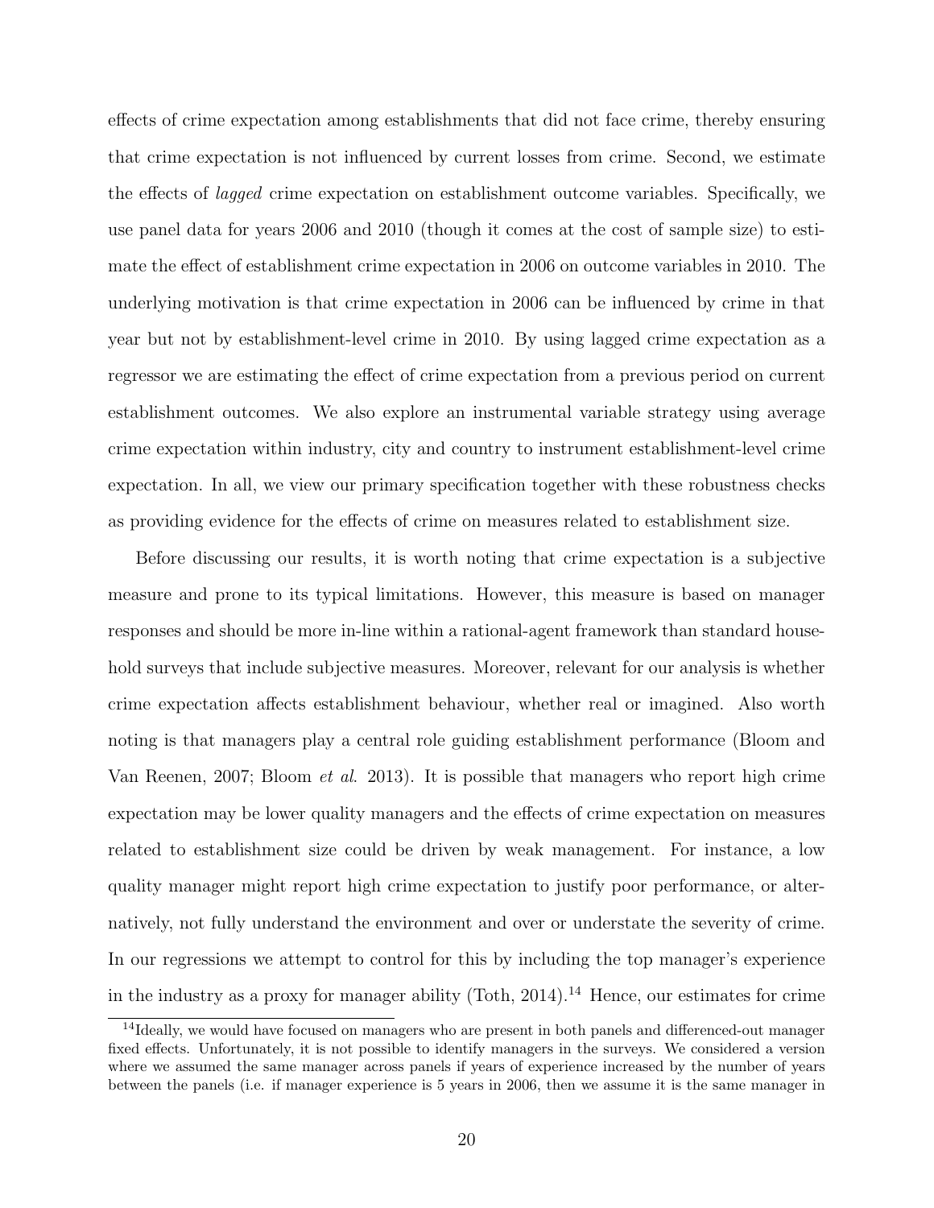effects of crime expectation among establishments that did not face crime, thereby ensuring that crime expectation is not influenced by current losses from crime. Second, we estimate the effects of *lagged* crime expectation on establishment outcome variables. Specifically, we use panel data for years 2006 and 2010 (though it comes at the cost of sample size) to estimate the effect of establishment crime expectation in 2006 on outcome variables in 2010. The underlying motivation is that crime expectation in 2006 can be influenced by crime in that year but not by establishment-level crime in 2010. By using lagged crime expectation as a regressor we are estimating the effect of crime expectation from a previous period on current establishment outcomes. We also explore an instrumental variable strategy using average crime expectation within industry, city and country to instrument establishment-level crime expectation. In all, we view our primary specification together with these robustness checks as providing evidence for the effects of crime on measures related to establishment size.

Before discussing our results, it is worth noting that crime expectation is a subjective measure and prone to its typical limitations. However, this measure is based on manager responses and should be more in-line within a rational-agent framework than standard household surveys that include subjective measures. Moreover, relevant for our analysis is whether crime expectation affects establishment behaviour, whether real or imagined. Also worth noting is that managers play a central role guiding establishment performance (Bloom and Van Reenen, 2007; Bloom *et al*. 2013). It is possible that managers who report high crime expectation may be lower quality managers and the effects of crime expectation on measures related to establishment size could be driven by weak management. For instance, a low quality manager might report high crime expectation to justify poor performance, or alternatively, not fully understand the environment and over or understate the severity of crime. In our regressions we attempt to control for this by including the top manager's experience in the industry as a proxy for manager ability (Toth, 2014).[14] Hence, our estimates for crime

[14] Ideally, we would have focused on managers who are present in both panels and differenced-out manager fixed effects. Unfortunately, it is not possible to identify managers in the surveys. We considered a version where we assumed the same manager across panels if years of experience increased by the number of years between the panels (i.e. if manager experience is 5 years in 2006, then we assume it is the same manager in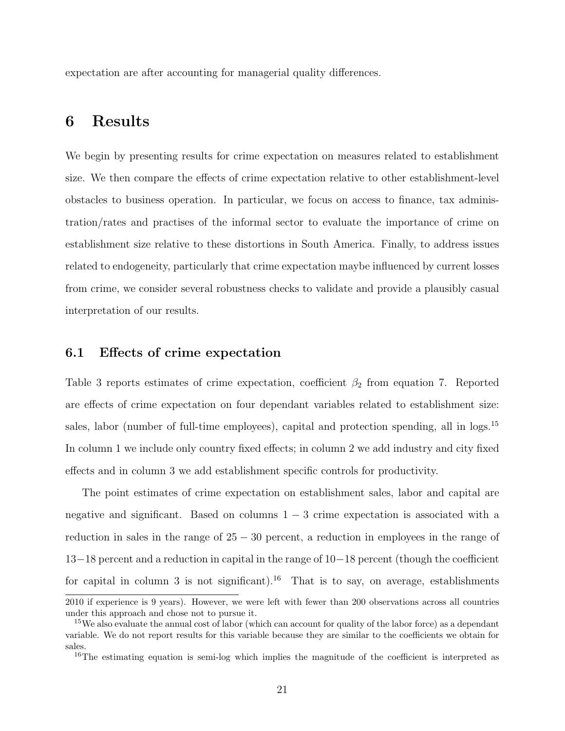expectation are after accounting for managerial quality differences.

# 6 Results

We begin by presenting results for crime expectation on measures related to establishment size. We then compare the effects of crime expectation relative to other establishment-level obstacles to business operation. In particular, we focus on access to finance, tax administration/rates and practises of the informal sector to evaluate the importance of crime on establishment size relative to these distortions in South America. Finally, to address issues related to endogeneity, particularly that crime expectation maybe influenced by current losses from crime, we consider several robustness checks to validate and provide a plausibly casual interpretation of our results.

## 6.1 Effects of crime expectation

Table 3 reports estimates of crime expectation, coefficient $\beta_2$ from equation 7. Reported are effects of crime expectation on four dependant variables related to establishment size: sales, labor (number of full-time employees), capital and protection spending, all in logs.[15] In column 1 we include only country fixed effects; in column 2 we add industry and city fixed effects and in column 3 we add establishment specific controls for productivity.

The point estimates of crime expectation on establishment sales, labor and capital are negative and significant. Based on columns $1-3$ crime expectation is associated with a reduction in sales in the range of $25-30$ percent, a reduction in employees in the range of $13-18$ percent and a reduction in capital in the range of $10-18$ percent (though the coefficient for capital in column 3 is not significant).[16] That is to say, on average, establishments

2010 if experience is 9 years). However, we were left with fewer than 200 observations across all countries under this approach and chose not to pursue it.

[15] We also evaluate the annual cost of labor (which can account for quality of the labor force) as a dependant variable. We do not report results for this variable because they are similar to the coefficients we obtain for sales.

[16] The estimating equation is semi-log which implies the magnitude of the coefficient is interpreted as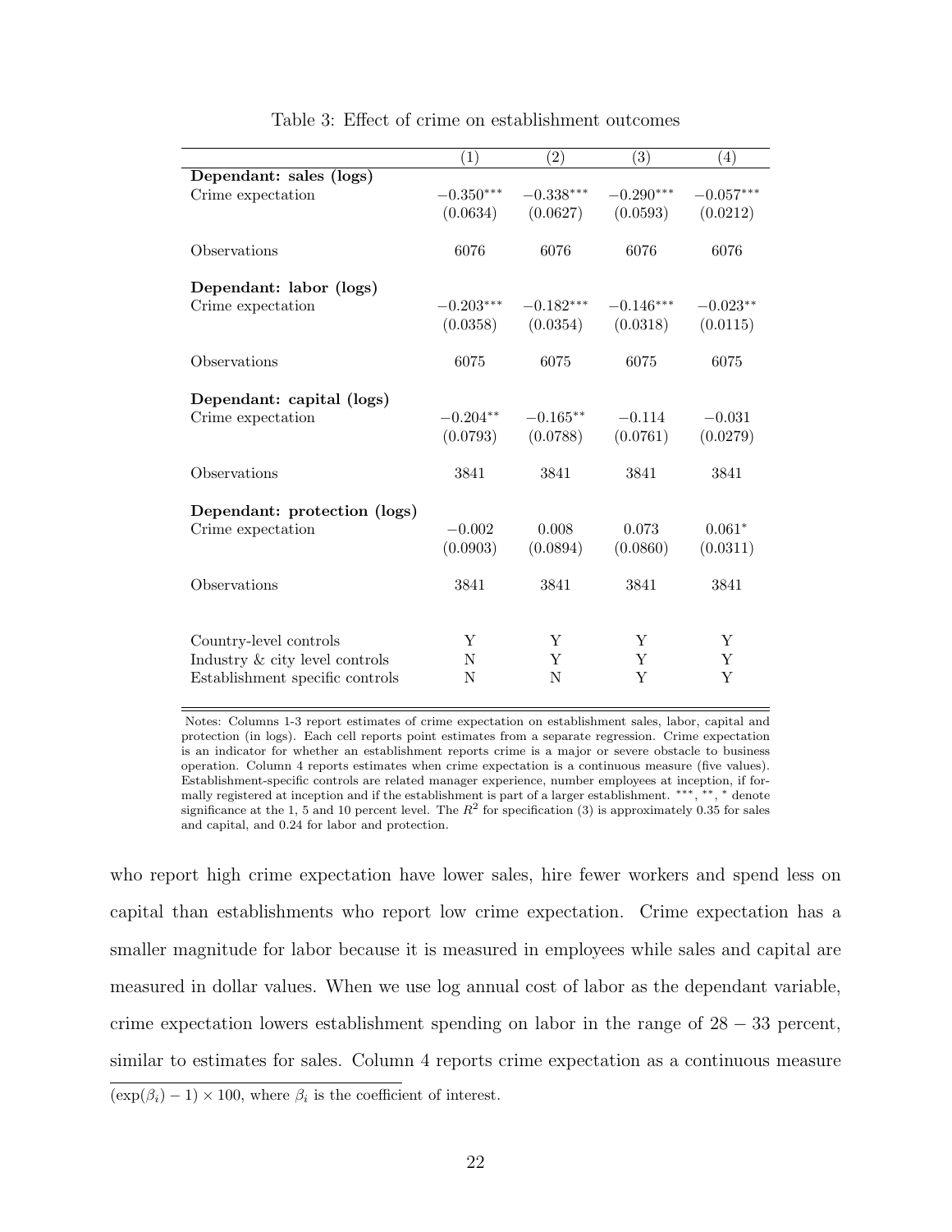Table 3: Effect of crime on establishment outcomes

| | (1) | (2) | (3) | (4) |
|---|---|---|---|---|
| **Dependant: sales (logs)** | | | | |
| Crime expectation | $-0.350^{***}$ | $-0.338^{***}$ | $-0.290^{***}$ | $-0.057^{***}$ |
| | (0.0634) | (0.0627) | (0.0593) | (0.0212) |
| Observations | 6076 | 6076 | 6076 | 6076 |
| **Dependant: labor (logs)** | | | | |
| Crime expectation | $-0.203^{***}$ | $-0.182^{***}$ | $-0.146^{***}$ | $-0.023^{**}$ |
| | (0.0358) | (0.0354) | (0.0318) | (0.0115) |
| Observations | 6075 | 6075 | 6075 | 6075 |
| **Dependant: capital (logs)** | | | | |
| Crime expectation | $-0.204^{**}$ | $-0.165^{**}$ | $-0.114$ | $-0.031$ |
| | (0.0793) | (0.0788) | (0.0761) | (0.0279) |
| Observations | 3841 | 3841 | 3841 | 3841 |
| **Dependant: protection (logs)** | | | | |
| Crime expectation | $-0.002$ | 0.008 | 0.073 | $0.061^{*}$ |
| | (0.0903) | (0.0894) | (0.0860) | (0.0311) |
| Observations | 3841 | 3841 | 3841 | 3841 |
| Country-level controls | Y | Y | Y | Y |
| Industry & city level controls | N | Y | Y | Y |
| Establishment specific controls | N | N | Y | Y |

Notes: Columns 1-3 report estimates of crime expectation on establishment sales, labor, capital and protection (in logs). Each cell reports point estimates from a separate regression. Crime expectation is an indicator for whether an establishment reports crime is a major or severe obstacle to business operation. Column 4 reports estimates when crime expectation is a continuous measure (five values). Establishment-specific controls are related manager experience, number employees at inception, if formally registered at inception and if the establishment is part of a larger establishment. ***, **, * denote significance at the 1, 5 and 10 percent level. The $R^2$ for specification (3) is approximately 0.35 for sales and capital, and 0.24 for labor and protection.

who report high crime expectation have lower sales, hire fewer workers and spend less on capital than establishments who report low crime expectation. Crime expectation has a smaller magnitude for labor because it is measured in employees while sales and capital are measured in dollar values. When we use log annual cost of labor as the dependant variable, crime expectation lowers establishment spending on labor in the range of $28 - 33$ percent, similar to estimates for sales. Column 4 reports crime expectation as a continuous measure

$(\exp(\beta_i) - 1) \times 100$, where $\beta_i$ is the coefficient of interest.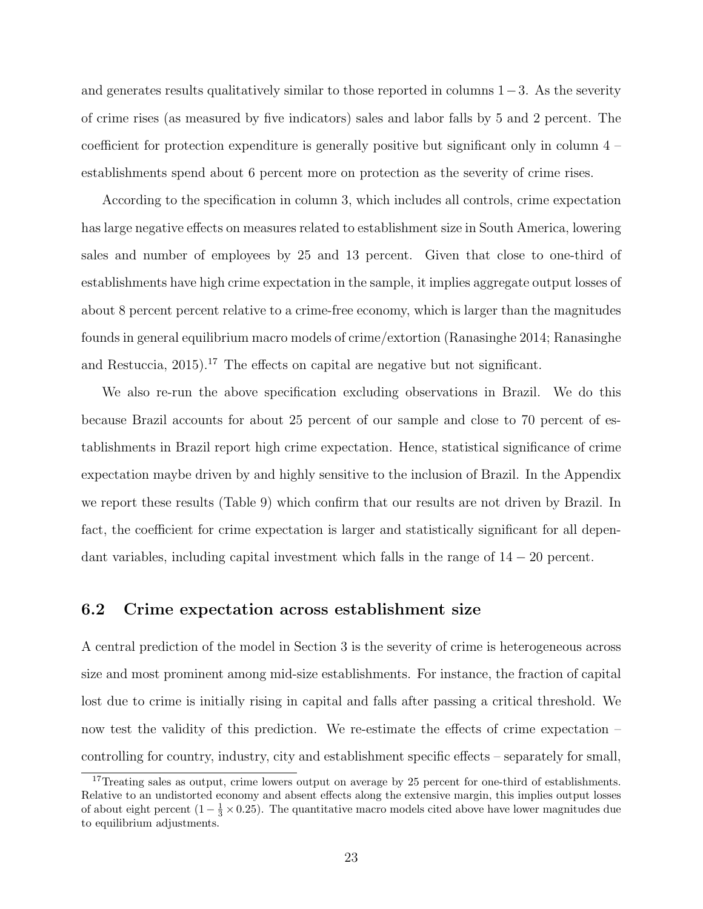and generates results qualitatively similar to those reported in columns $1-3$. As the severity of crime rises (as measured by five indicators) sales and labor falls by 5 and 2 percent. The coefficient for protection expenditure is generally positive but significant only in column 4 – establishments spend about 6 percent more on protection as the severity of crime rises.

According to the specification in column 3, which includes all controls, crime expectation has large negative effects on measures related to establishment size in South America, lowering sales and number of employees by 25 and 13 percent. Given that close to one-third of establishments have high crime expectation in the sample, it implies aggregate output losses of about 8 percent percent relative to a crime-free economy, which is larger than the magnitudes founds in general equilibrium macro models of crime/extortion (Ranasinghe 2014; Ranasinghe and Restuccia, 2015).[17] The effects on capital are negative but not significant.

We also re-run the above specification excluding observations in Brazil. We do this because Brazil accounts for about 25 percent of our sample and close to 70 percent of establishments in Brazil report high crime expectation. Hence, statistical significance of crime expectation maybe driven by and highly sensitive to the inclusion of Brazil. In the Appendix we report these results (Table 9) which confirm that our results are not driven by Brazil. In fact, the coefficient for crime expectation is larger and statistically significant for all dependant variables, including capital investment which falls in the range of $14-20$ percent.

## 6.2 Crime expectation across establishment size

A central prediction of the model in Section 3 is the severity of crime is heterogeneous across size and most prominent among mid-size establishments. For instance, the fraction of capital lost due to crime is initially rising in capital and falls after passing a critical threshold. We now test the validity of this prediction. We re-estimate the effects of crime expectation – controlling for country, industry, city and establishment specific effects – separately for small,

[17] Treating sales as output, crime lowers output on average by 25 percent for one-third of establishments. Relative to an undistorted economy and absent effects along the extensive margin, this implies output losses of about eight percent ($1 - \frac{1}{3} \times 0.25$). The quantitative macro models cited above have lower magnitudes due to equilibrium adjustments.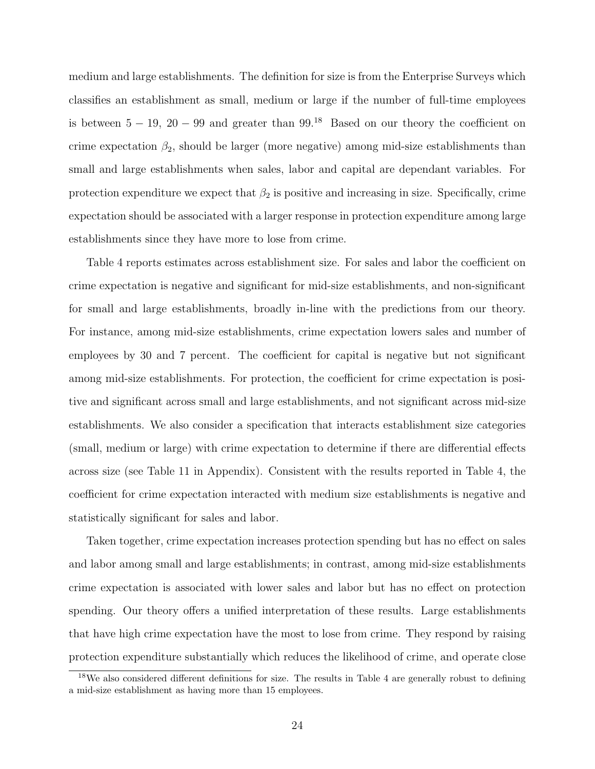medium and large establishments. The definition for size is from the Enterprise Surveys which classifies an establishment as small, medium or large if the number of full-time employees is between $5 - 19$, $20 - 99$ and greater than 99.[18] Based on our theory the coefficient on crime expectation $\beta_2$, should be larger (more negative) among mid-size establishments than small and large establishments when sales, labor and capital are dependant variables. For protection expenditure we expect that $\beta_2$ is positive and increasing in size. Specifically, crime expectation should be associated with a larger response in protection expenditure among large establishments since they have more to lose from crime.

Table 4 reports estimates across establishment size. For sales and labor the coefficient on crime expectation is negative and significant for mid-size establishments, and non-significant for small and large establishments, broadly in-line with the predictions from our theory. For instance, among mid-size establishments, crime expectation lowers sales and number of employees by 30 and 7 percent. The coefficient for capital is negative but not significant among mid-size establishments. For protection, the coefficient for crime expectation is positive and significant across small and large establishments, and not significant across mid-size establishments. We also consider a specification that interacts establishment size categories (small, medium or large) with crime expectation to determine if there are differential effects across size (see Table 11 in Appendix). Consistent with the results reported in Table 4, the coefficient for crime expectation interacted with medium size establishments is negative and statistically significant for sales and labor.

Taken together, crime expectation increases protection spending but has no effect on sales and labor among small and large establishments; in contrast, among mid-size establishments crime expectation is associated with lower sales and labor but has no effect on protection spending. Our theory offers a unified interpretation of these results. Large establishments that have high crime expectation have the most to lose from crime. They respond by raising protection expenditure substantially which reduces the likelihood of crime, and operate close

[18] We also considered different definitions for size. The results in Table 4 are generally robust to defining a mid-size establishment as having more than 15 employees.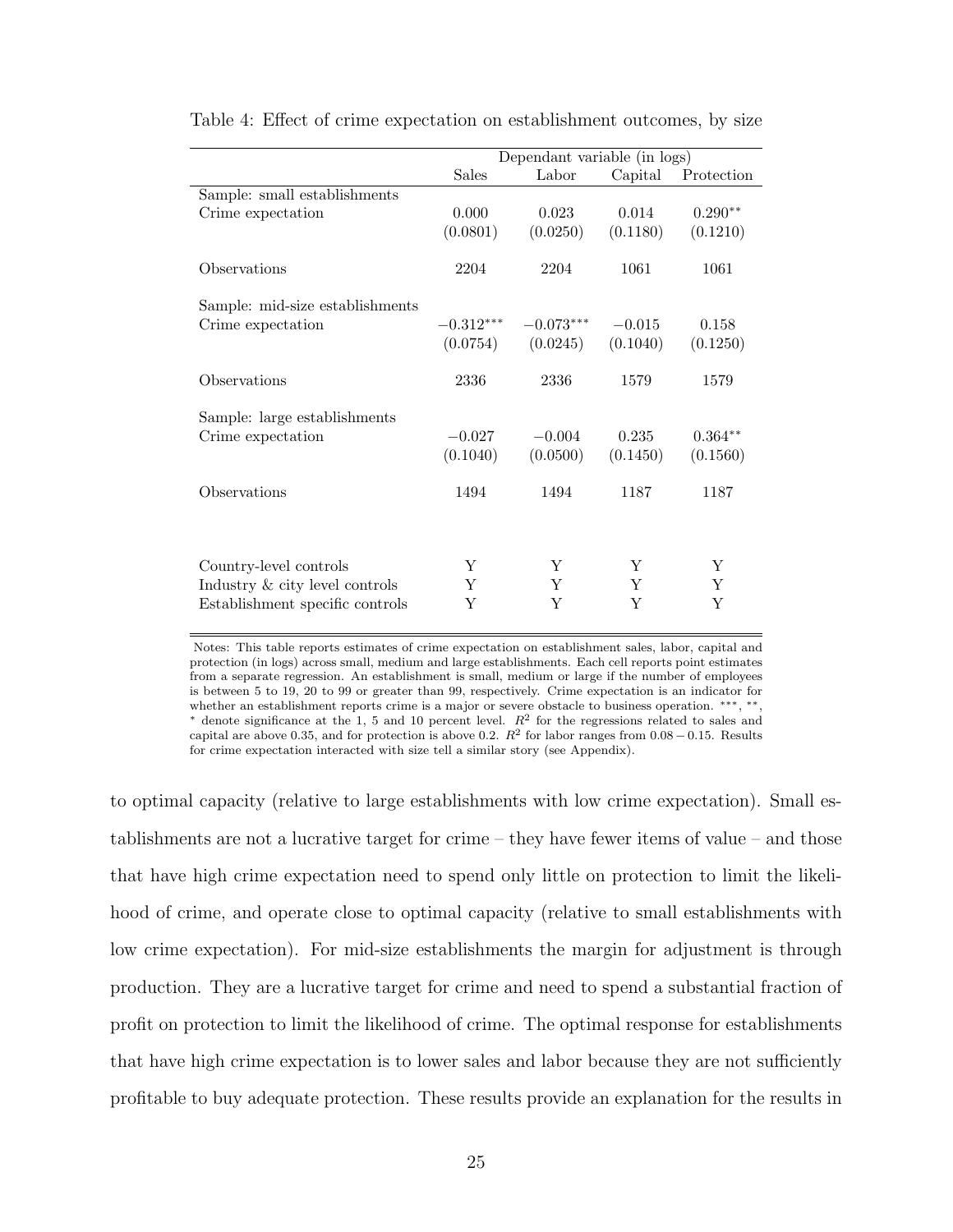Table 4: Effect of crime expectation on establishment outcomes, by size

| | Dependant variable (in logs) | | | |
|---|---|---|---|---|
| | Sales | Labor | Capital | Protection |
| Sample: small establishments | | | | |
| Crime expectation | 0.000 | 0.023 | 0.014 | $0.290^{**}$ |
| | (0.0801) | (0.0250) | (0.1180) | (0.1210) |
| Observations | 2204 | 2204 | 1061 | 1061 |
| Sample: mid-size establishments | | | | |
| Crime expectation | $-0.312^{***}$ | $-0.073^{***}$ | $-0.015$ | 0.158 |
| | (0.0754) | (0.0245) | (0.1040) | (0.1250) |
| Observations | 2336 | 2336 | 1579 | 1579 |
| Sample: large establishments | | | | |
| Crime expectation | $-0.027$ | $-0.004$ | 0.235 | $0.364^{**}$ |
| | (0.1040) | (0.0500) | (0.1450) | (0.1560) |
| Observations | 1494 | 1494 | 1187 | 1187 |
| Country-level controls | Y | Y | Y | Y |
| Industry & city level controls | Y | Y | Y | Y |
| Establishment specific controls | Y | Y | Y | Y |

Notes: This table reports estimates of crime expectation on establishment sales, labor, capital and protection (in logs) across small, medium and large establishments. Each cell reports point estimates from a separate regression. An establishment is small, medium or large if the number of employees is between 5 to 19, 20 to 99 or greater than 99, respectively. Crime expectation is an indicator for whether an establishment reports crime is a major or severe obstacle to business operation. ***, **, * denote significance at the 1, 5 and 10 percent level. $R^2$ for the regressions related to sales and capital are above 0.35, and for protection is above 0.2. $R^2$ for labor ranges from $0.08-0.15$. Results for crime expectation interacted with size tell a similar story (see Appendix).

to optimal capacity (relative to large establishments with low crime expectation). Small establishments are not a lucrative target for crime – they have fewer items of value – and those that have high crime expectation need to spend only little on protection to limit the likelihood of crime, and operate close to optimal capacity (relative to small establishments with low crime expectation). For mid-size establishments the margin for adjustment is through production. They are a lucrative target for crime and need to spend a substantial fraction of profit on protection to limit the likelihood of crime. The optimal response for establishments that have high crime expectation is to lower sales and labor because they are not sufficiently profitable to buy adequate protection. These results provide an explanation for the results in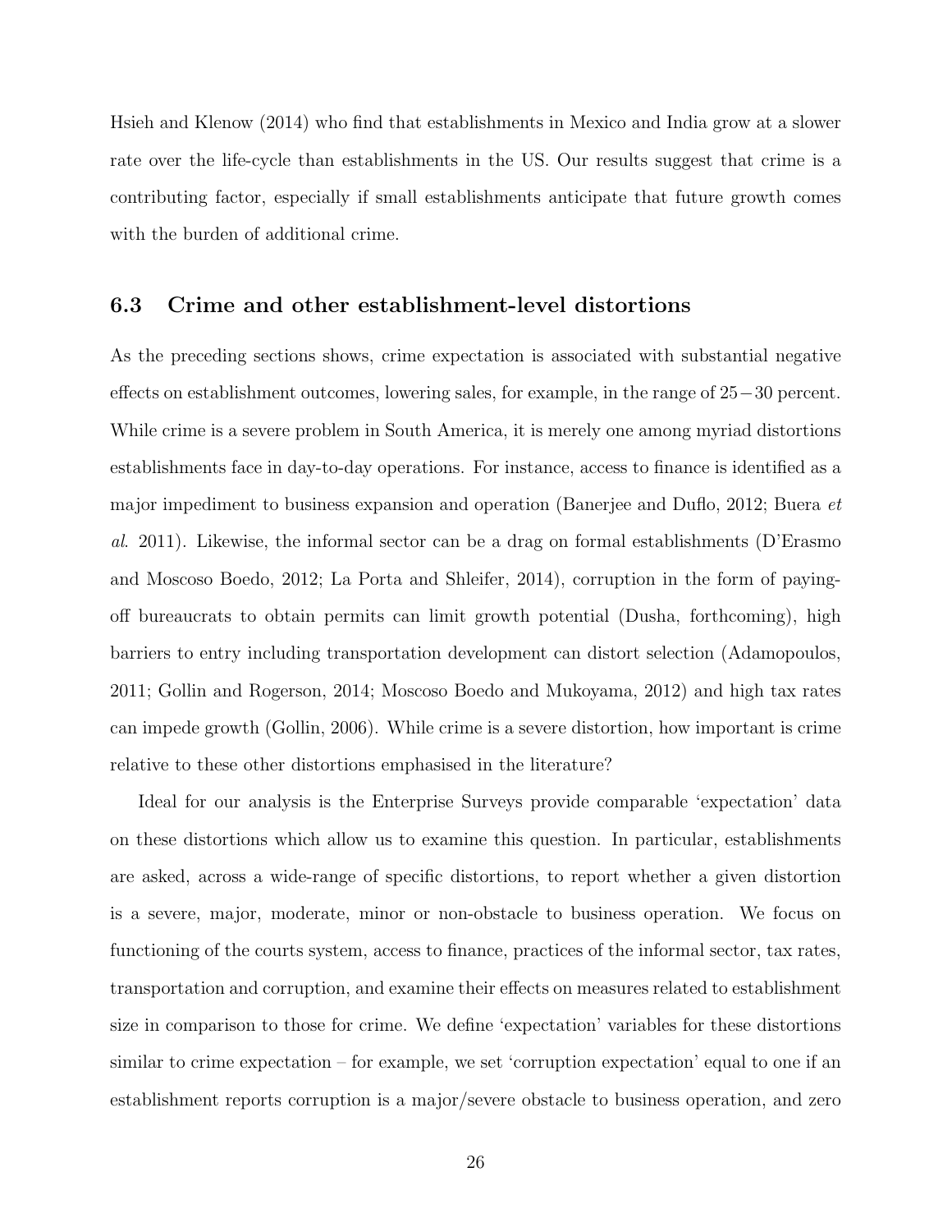Hsieh and Klenow (2014) who find that establishments in Mexico and India grow at a slower rate over the life-cycle than establishments in the US. Our results suggest that crime is a contributing factor, especially if small establishments anticipate that future growth comes with the burden of additional crime.

### 6.3 Crime and other establishment-level distortions

As the preceding sections shows, crime expectation is associated with substantial negative effects on establishment outcomes, lowering sales, for example, in the range of 25−30 percent. While crime is a severe problem in South America, it is merely one among myriad distortions establishments face in day-to-day operations. For instance, access to finance is identified as a major impediment to business expansion and operation (Banerjee and Duflo, 2012; Buera *et al*. 2011). Likewise, the informal sector can be a drag on formal establishments (D'Erasmo and Moscoso Boedo, 2012; La Porta and Shleifer, 2014), corruption in the form of paying-off bureaucrats to obtain permits can limit growth potential (Dusha, forthcoming), high barriers to entry including transportation development can distort selection (Adamopoulos, 2011; Gollin and Rogerson, 2014; Moscoso Boedo and Mukoyama, 2012) and high tax rates can impede growth (Gollin, 2006). While crime is a severe distortion, how important is crime relative to these other distortions emphasised in the literature?

Ideal for our analysis is the Enterprise Surveys provide comparable 'expectation' data on these distortions which allow us to examine this question. In particular, establishments are asked, across a wide-range of specific distortions, to report whether a given distortion is a severe, major, moderate, minor or non-obstacle to business operation. We focus on functioning of the courts system, access to finance, practices of the informal sector, tax rates, transportation and corruption, and examine their effects on measures related to establishment size in comparison to those for crime. We define 'expectation' variables for these distortions similar to crime expectation – for example, we set 'corruption expectation' equal to one if an establishment reports corruption is a major/severe obstacle to business operation, and zero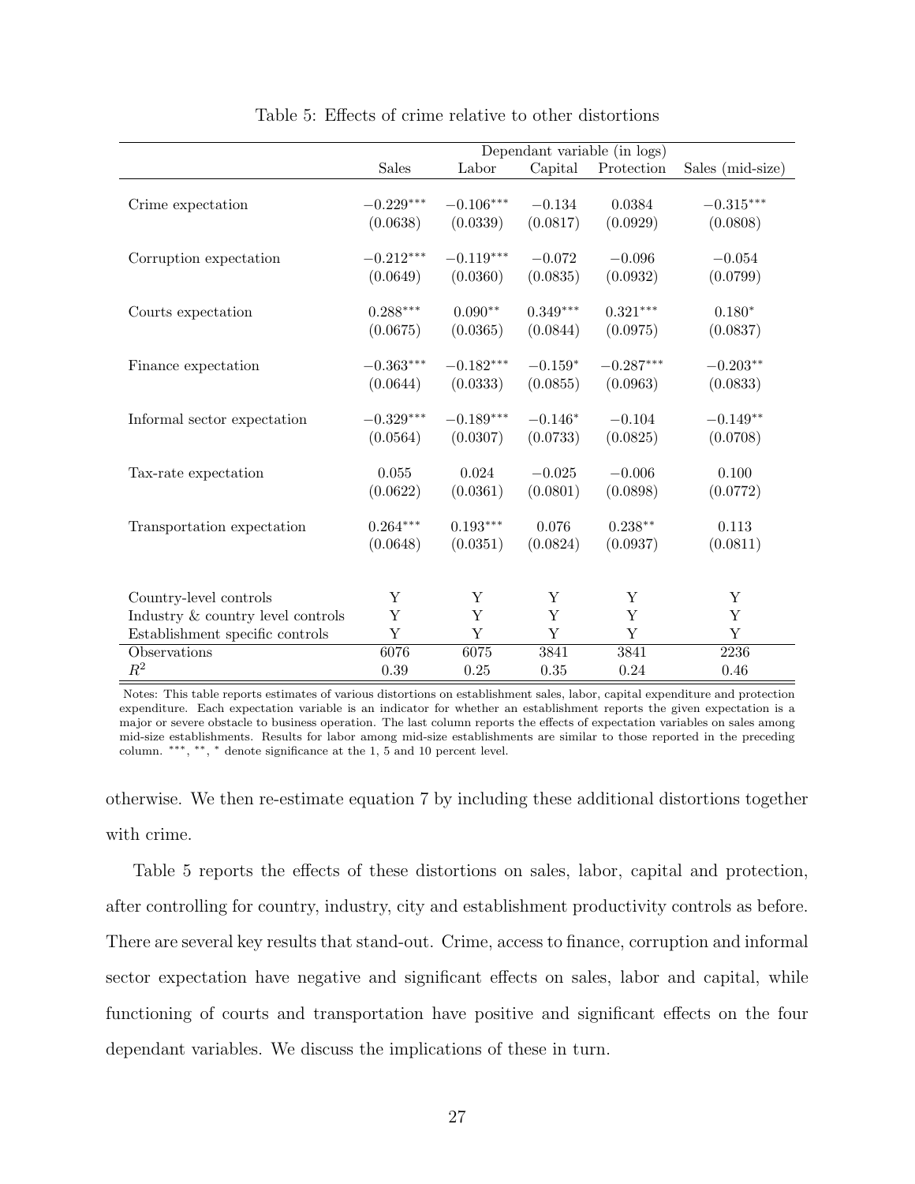Table 5: Effects of crime relative to other distortions

| | Dependant variable (in logs) | | | | |
|---|---|---|---|---|---|
| | Sales | Labor | Capital | Protection | Sales (mid-size) |
| Crime expectation | $-0.229^{***}$ | $-0.106^{***}$ | $-0.134$ | $0.0384$ | $-0.315^{***}$ |
| | (0.0638) | (0.0339) | (0.0817) | (0.0929) | (0.0808) |
| Corruption expectation | $-0.212^{***}$ | $-0.119^{***}$ | $-0.072$ | $-0.096$ | $-0.054$ |
| | (0.0649) | (0.0360) | (0.0835) | (0.0932) | (0.0799) |
| Courts expectation | $0.288^{***}$ | $0.090^{**}$ | $0.349^{***}$ | $0.321^{***}$ | $0.180^{*}$ |
| | (0.0675) | (0.0365) | (0.0844) | (0.0975) | (0.0837) |
| Finance expectation | $-0.363^{***}$ | $-0.182^{***}$ | $-0.159^{*}$ | $-0.287^{***}$ | $-0.203^{**}$ |
| | (0.0644) | (0.0333) | (0.0855) | (0.0963) | (0.0833) |
| Informal sector expectation | $-0.329^{***}$ | $-0.189^{***}$ | $-0.146^{*}$ | $-0.104$ | $-0.149^{**}$ |
| | (0.0564) | (0.0307) | (0.0733) | (0.0825) | (0.0708) |
| Tax-rate expectation | $0.055$ | $0.024$ | $-0.025$ | $-0.006$ | $0.100$ |
| | (0.0622) | (0.0361) | (0.0801) | (0.0898) | (0.0772) |
| Transportation expectation | $0.264^{***}$ | $0.193^{***}$ | $0.076$ | $0.238^{**}$ | $0.113$ |
| | (0.0648) | (0.0351) | (0.0824) | (0.0937) | (0.0811) |
| Country-level controls | Y | Y | Y | Y | Y |
| Industry & country level controls | Y | Y | Y | Y | Y |
| Establishment specific controls | Y | Y | Y | Y | Y |
| Observations | 6076 | 6075 | 3841 | 3841 | 2236 |
| $R^2$ | 0.39 | 0.25 | 0.35 | 0.24 | 0.46 |

Notes: This table reports estimates of various distortions on establishment sales, labor, capital expenditure and protection expenditure. Each expectation variable is an indicator for whether an establishment reports the given expectation is a major or severe obstacle to business operation. The last column reports the effects of expectation variables on sales among mid-size establishments. Results for labor among mid-size establishments are similar to those reported in the preceding column. ***, **, * denote significance at the 1, 5 and 10 percent level.

otherwise. We then re-estimate equation 7 by including these additional distortions together with crime.

Table 5 reports the effects of these distortions on sales, labor, capital and protection, after controlling for country, industry, city and establishment productivity controls as before. There are several key results that stand-out. Crime, access to finance, corruption and informal sector expectation have negative and significant effects on sales, labor and capital, while functioning of courts and transportation have positive and significant effects on the four dependant variables. We discuss the implications of these in turn.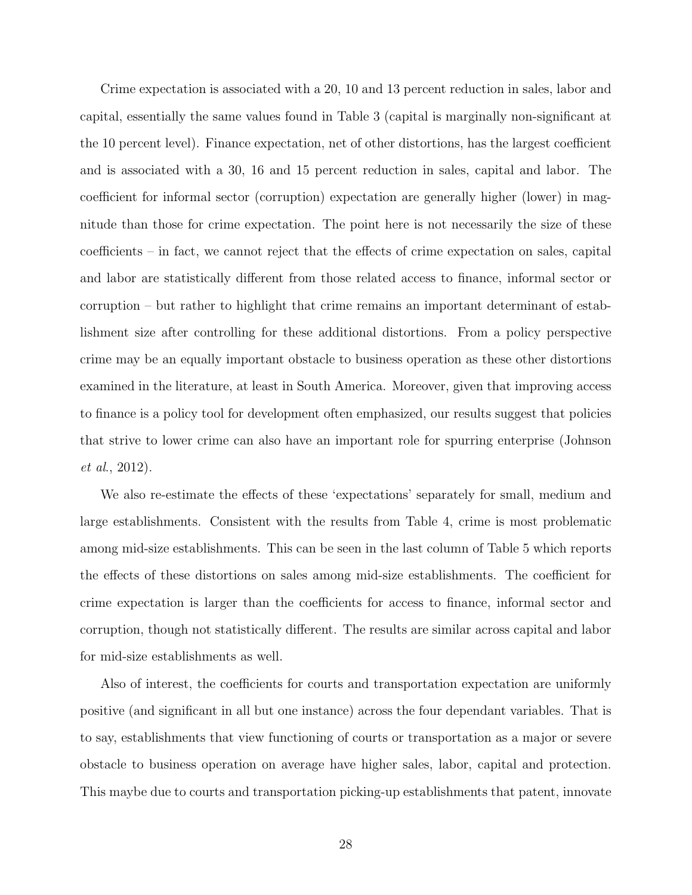Crime expectation is associated with a 20, 10 and 13 percent reduction in sales, labor and capital, essentially the same values found in Table 3 (capital is marginally non-significant at the 10 percent level). Finance expectation, net of other distortions, has the largest coefficient and is associated with a 30, 16 and 15 percent reduction in sales, capital and labor. The coefficient for informal sector (corruption) expectation are generally higher (lower) in magnitude than those for crime expectation. The point here is not necessarily the size of these coefficients – in fact, we cannot reject that the effects of crime expectation on sales, capital and labor are statistically different from those related access to finance, informal sector or corruption – but rather to highlight that crime remains an important determinant of establishment size after controlling for these additional distortions. From a policy perspective crime may be an equally important obstacle to business operation as these other distortions examined in the literature, at least in South America. Moreover, given that improving access to finance is a policy tool for development often emphasized, our results suggest that policies that strive to lower crime can also have an important role for spurring enterprise (Johnson *et al.*, 2012).

We also re-estimate the effects of these 'expectations' separately for small, medium and large establishments. Consistent with the results from Table 4, crime is most problematic among mid-size establishments. This can be seen in the last column of Table 5 which reports the effects of these distortions on sales among mid-size establishments. The coefficient for crime expectation is larger than the coefficients for access to finance, informal sector and corruption, though not statistically different. The results are similar across capital and labor for mid-size establishments as well.

Also of interest, the coefficients for courts and transportation expectation are uniformly positive (and significant in all but one instance) across the four dependant variables. That is to say, establishments that view functioning of courts or transportation as a major or severe obstacle to business operation on average have higher sales, labor, capital and protection. This maybe due to courts and transportation picking-up establishments that patent, innovate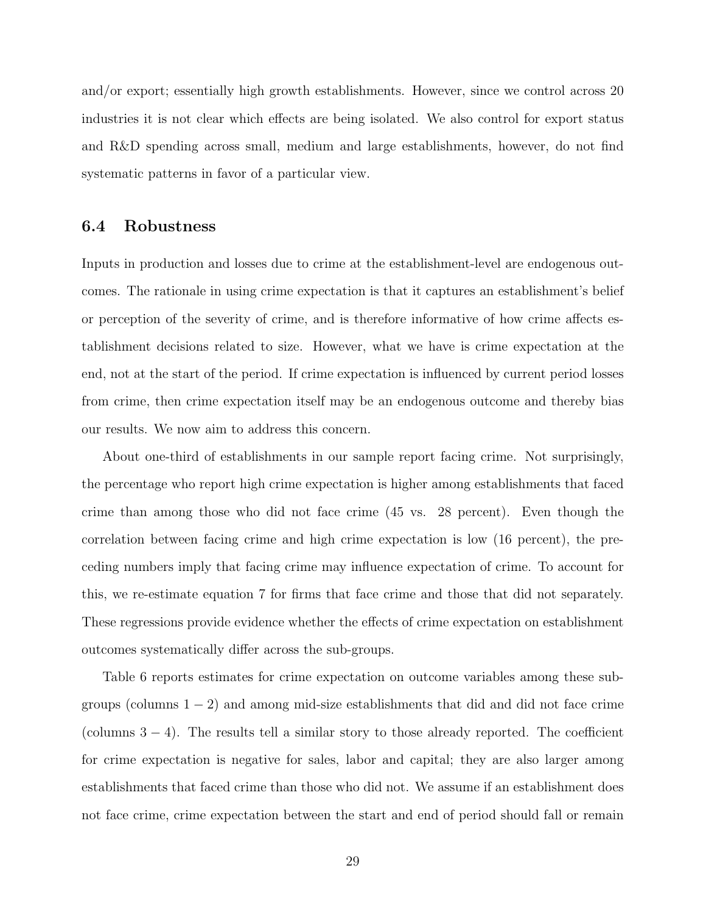and/or export; essentially high growth establishments. However, since we control across 20 industries it is not clear which effects are being isolated. We also control for export status and R&D spending across small, medium and large establishments, however, do not find systematic patterns in favor of a particular view.

### 6.4 Robustness

Inputs in production and losses due to crime at the establishment-level are endogenous outcomes. The rationale in using crime expectation is that it captures an establishment's belief or perception of the severity of crime, and is therefore informative of how crime affects establishment decisions related to size. However, what we have is crime expectation at the end, not at the start of the period. If crime expectation is influenced by current period losses from crime, then crime expectation itself may be an endogenous outcome and thereby bias our results. We now aim to address this concern.

About one-third of establishments in our sample report facing crime. Not surprisingly, the percentage who report high crime expectation is higher among establishments that faced crime than among those who did not face crime (45 vs. 28 percent). Even though the correlation between facing crime and high crime expectation is low (16 percent), the preceding numbers imply that facing crime may influence expectation of crime. To account for this, we re-estimate equation 7 for firms that face crime and those that did not separately. These regressions provide evidence whether the effects of crime expectation on establishment outcomes systematically differ across the sub-groups.

Table 6 reports estimates for crime expectation on outcome variables among these subgroups (columns $1-2$) and among mid-size establishments that did and did not face crime (columns $3-4$). The results tell a similar story to those already reported. The coefficient for crime expectation is negative for sales, labor and capital; they are also larger among establishments that faced crime than those who did not. We assume if an establishment does not face crime, crime expectation between the start and end of period should fall or remain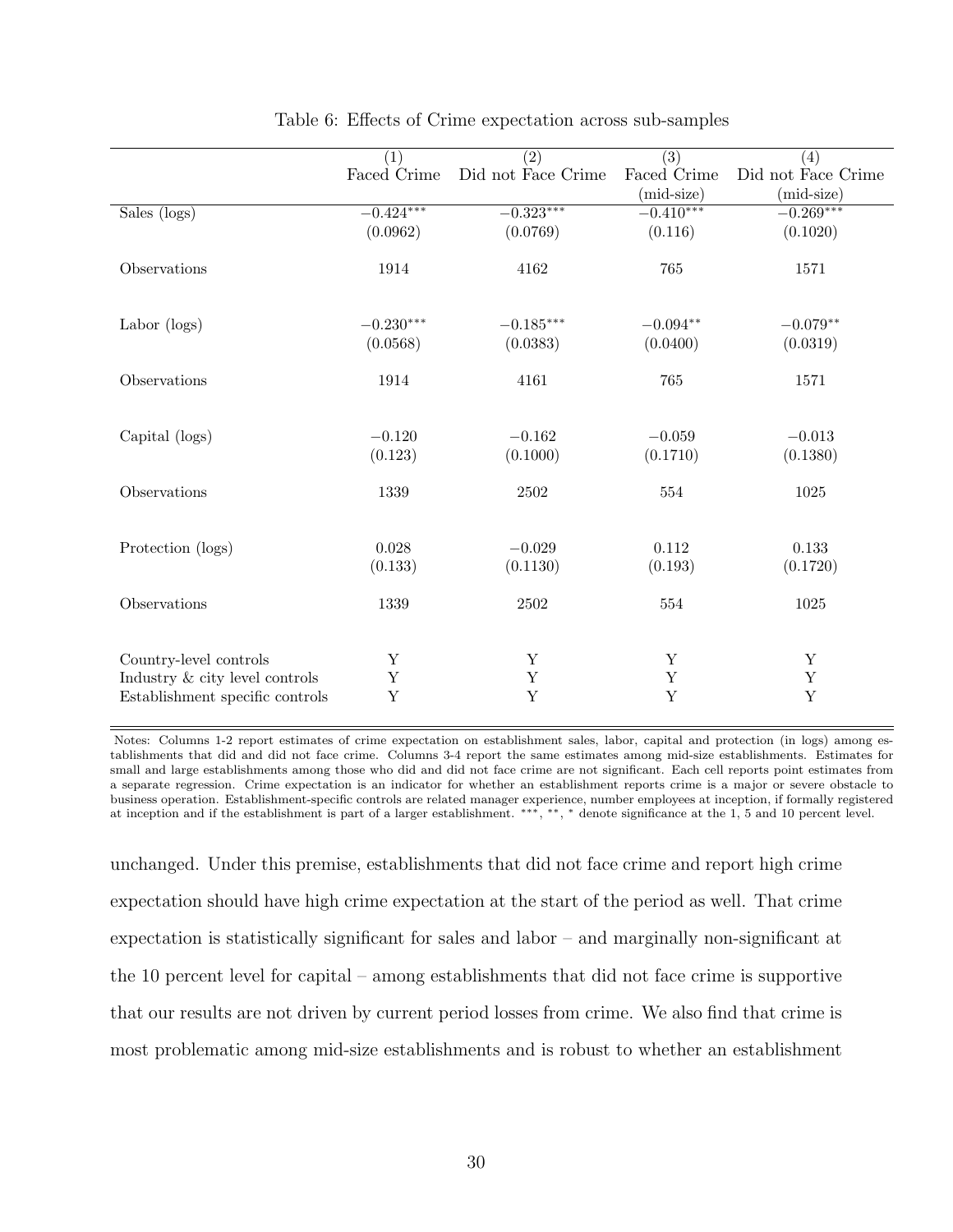Table 6: Effects of Crime expectation across sub-samples

| | (1) Faced Crime | (2) Did not Face Crime | (3) Faced Crime (mid-size) | (4) Did not Face Crime (mid-size) |
|---|---|---|---|---|
| Sales (logs) | $-0.424^{***}$ | $-0.323^{***}$ | $-0.410^{***}$ | $-0.269^{***}$ |
| | (0.0962) | (0.0769) | (0.116) | (0.1020) |
| Observations | 1914 | 4162 | 765 | 1571 |
| Labor (logs) | $-0.230^{***}$ | $-0.185^{***}$ | $-0.094^{**}$ | $-0.079^{**}$ |
| | (0.0568) | (0.0383) | (0.0400) | (0.0319) |
| Observations | 1914 | 4161 | 765 | 1571 |
| Capital (logs) | $-0.120$ | $-0.162$ | $-0.059$ | $-0.013$ |
| | (0.123) | (0.1000) | (0.1710) | (0.1380) |
| Observations | 1339 | 2502 | 554 | 1025 |
| Protection (logs) | 0.028 | $-0.029$ | 0.112 | 0.133 |
| | (0.133) | (0.1130) | (0.193) | (0.1720) |
| Observations | 1339 | 2502 | 554 | 1025 |
| Country-level controls | Y | Y | Y | Y |
| Industry & city level controls | Y | Y | Y | Y |
| Establishment specific controls | Y | Y | Y | Y |

Notes: Columns 1-2 report estimates of crime expectation on establishment sales, labor, capital and protection (in logs) among establishments that did and did not face crime. Columns 3-4 report the same estimates among mid-size establishments. Estimates for small and large establishments among those who did and did not face crime are not significant. Each cell reports point estimates from a separate regression. Crime expectation is an indicator for whether an establishment reports crime is a major or severe obstacle to business operation. Establishment-specific controls are related manager experience, number employees at inception, if formally registered at inception and if the establishment is part of a larger establishment. ***, **, * denote significance at the 1, 5 and 10 percent level.

unchanged. Under this premise, establishments that did not face crime and report high crime expectation should have high crime expectation at the start of the period as well. That crime expectation is statistically significant for sales and labor – and marginally non-significant at the 10 percent level for capital – among establishments that did not face crime is supportive that our results are not driven by current period losses from crime. We also find that crime is most problematic among mid-size establishments and is robust to whether an establishment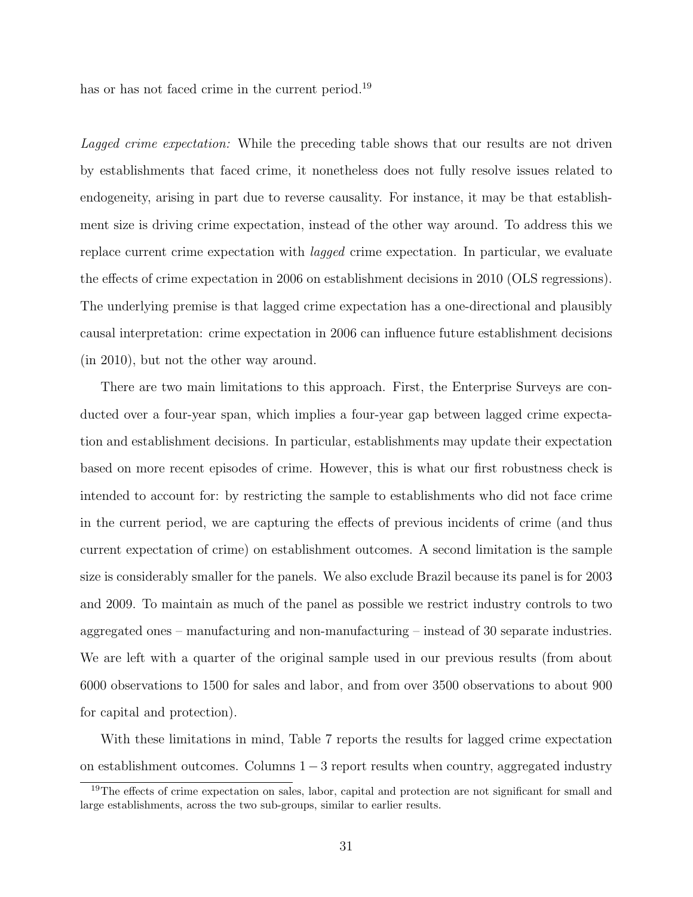has or has not faced crime in the current period.[19]

*Lagged crime expectation:* While the preceding table shows that our results are not driven by establishments that faced crime, it nonetheless does not fully resolve issues related to endogeneity, arising in part due to reverse causality. For instance, it may be that establishment size is driving crime expectation, instead of the other way around. To address this we replace current crime expectation with *lagged* crime expectation. In particular, we evaluate the effects of crime expectation in 2006 on establishment decisions in 2010 (OLS regressions). The underlying premise is that lagged crime expectation has a one-directional and plausibly causal interpretation: crime expectation in 2006 can influence future establishment decisions (in 2010), but not the other way around.

There are two main limitations to this approach. First, the Enterprise Surveys are conducted over a four-year span, which implies a four-year gap between lagged crime expectation and establishment decisions. In particular, establishments may update their expectation based on more recent episodes of crime. However, this is what our first robustness check is intended to account for: by restricting the sample to establishments who did not face crime in the current period, we are capturing the effects of previous incidents of crime (and thus current expectation of crime) on establishment outcomes. A second limitation is the sample size is considerably smaller for the panels. We also exclude Brazil because its panel is for 2003 and 2009. To maintain as much of the panel as possible we restrict industry controls to two aggregated ones – manufacturing and non-manufacturing – instead of 30 separate industries. We are left with a quarter of the original sample used in our previous results (from about 6000 observations to 1500 for sales and labor, and from over 3500 observations to about 900 for capital and protection).

With these limitations in mind, Table 7 reports the results for lagged crime expectation on establishment outcomes. Columns $1-3$ report results when country, aggregated industry

[19] The effects of crime expectation on sales, labor, capital and protection are not significant for small and large establishments, across the two sub-groups, similar to earlier results.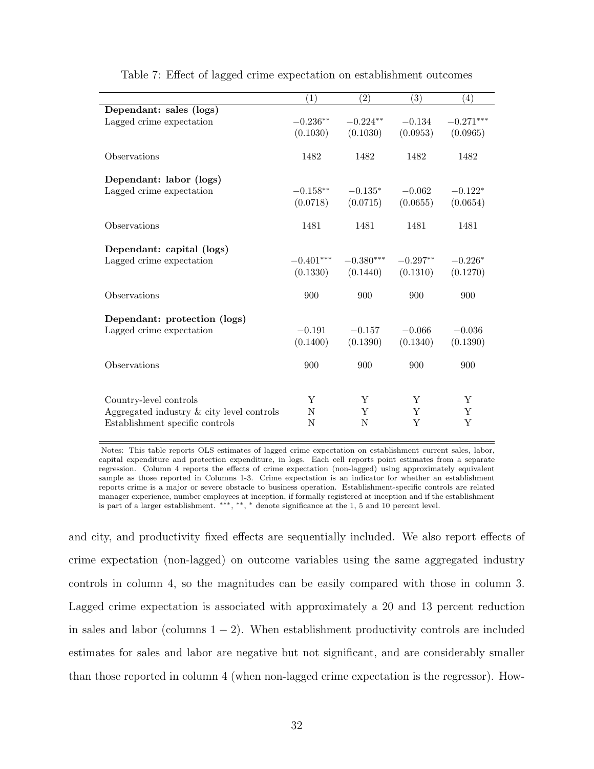Table 7: Effect of lagged crime expectation on establishment outcomes

| | (1) | (2) | (3) | (4) |
|---|---|---|---|---|
| **Dependant: sales (logs)** | | | | |
| Lagged crime expectation | $-0.236^{**}$ | $-0.224^{**}$ | $-0.134$ | $-0.271^{***}$ |
| | (0.1030) | (0.1030) | (0.0953) | (0.0965) |
| Observations | 1482 | 1482 | 1482 | 1482 |
| **Dependant: labor (logs)** | | | | |
| Lagged crime expectation | $-0.158^{**}$ | $-0.135^{*}$ | $-0.062$ | $-0.122^{*}$ |
| | (0.0718) | (0.0715) | (0.0655) | (0.0654) |
| Observations | 1481 | 1481 | 1481 | 1481 |
| **Dependant: capital (logs)** | | | | |
| Lagged crime expectation | $-0.401^{***}$ | $-0.380^{***}$ | $-0.297^{**}$ | $-0.226^{*}$ |
| | (0.1330) | (0.1440) | (0.1310) | (0.1270) |
| Observations | 900 | 900 | 900 | 900 |
| **Dependant: protection (logs)** | | | | |
| Lagged crime expectation | $-0.191$ | $-0.157$ | $-0.066$ | $-0.036$ |
| | (0.1400) | (0.1390) | (0.1340) | (0.1390) |
| Observations | 900 | 900 | 900 | 900 |
| Country-level controls | Y | Y | Y | Y |
| Aggregated industry & city level controls | N | Y | Y | Y |
| Establishment specific controls | N | N | Y | Y |

Notes: This table reports OLS estimates of lagged crime expectation on establishment current sales, labor, capital expenditure and protection expenditure, in logs. Each cell reports point estimates from a separate regression. Column 4 reports the effects of crime expectation (non-lagged) using approximately equivalent sample as those reported in Columns 1-3. Crime expectation is an indicator for whether an establishment reports crime is a major or severe obstacle to business operation. Establishment-specific controls are related manager experience, number employees at inception, if formally registered at inception and if the establishment is part of a larger establishment. ***, **, * denote significance at the 1, 5 and 10 percent level.

and city, and productivity fixed effects are sequentially included. We also report effects of crime expectation (non-lagged) on outcome variables using the same aggregated industry controls in column 4, so the magnitudes can be easily compared with those in column 3. Lagged crime expectation is associated with approximately a 20 and 13 percent reduction in sales and labor (columns $1-2$). When establishment productivity controls are included estimates for sales and labor are negative but not significant, and are considerably smaller than those reported in column 4 (when non-lagged crime expectation is the regressor). How-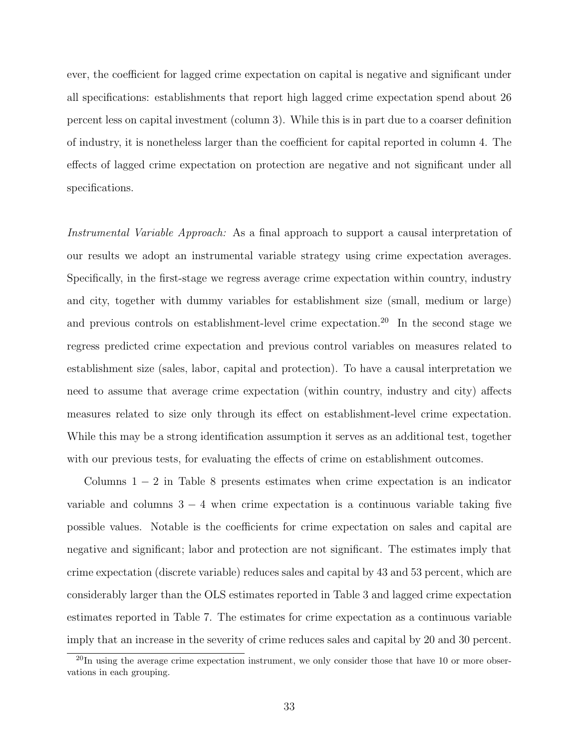ever, the coefficient for lagged crime expectation on capital is negative and significant under all specifications: establishments that report high lagged crime expectation spend about 26 percent less on capital investment (column 3). While this is in part due to a coarser definition of industry, it is nonetheless larger than the coefficient for capital reported in column 4. The effects of lagged crime expectation on protection are negative and not significant under all specifications.

*Instrumental Variable Approach:* As a final approach to support a causal interpretation of our results we adopt an instrumental variable strategy using crime expectation averages. Specifically, in the first-stage we regress average crime expectation within country, industry and city, together with dummy variables for establishment size (small, medium or large) and previous controls on establishment-level crime expectation.[20] In the second stage we regress predicted crime expectation and previous control variables on measures related to establishment size (sales, labor, capital and protection). To have a causal interpretation we need to assume that average crime expectation (within country, industry and city) affects measures related to size only through its effect on establishment-level crime expectation. While this may be a strong identification assumption it serves as an additional test, together with our previous tests, for evaluating the effects of crime on establishment outcomes.

Columns $1-2$ in Table 8 presents estimates when crime expectation is an indicator variable and columns $3-4$ when crime expectation is a continuous variable taking five possible values. Notable is the coefficients for crime expectation on sales and capital are negative and significant; labor and protection are not significant. The estimates imply that crime expectation (discrete variable) reduces sales and capital by 43 and 53 percent, which are considerably larger than the OLS estimates reported in Table 3 and lagged crime expectation estimates reported in Table 7. The estimates for crime expectation as a continuous variable imply that an increase in the severity of crime reduces sales and capital by 20 and 30 percent.

[20] In using the average crime expectation instrument, we only consider those that have 10 or more observations in each grouping.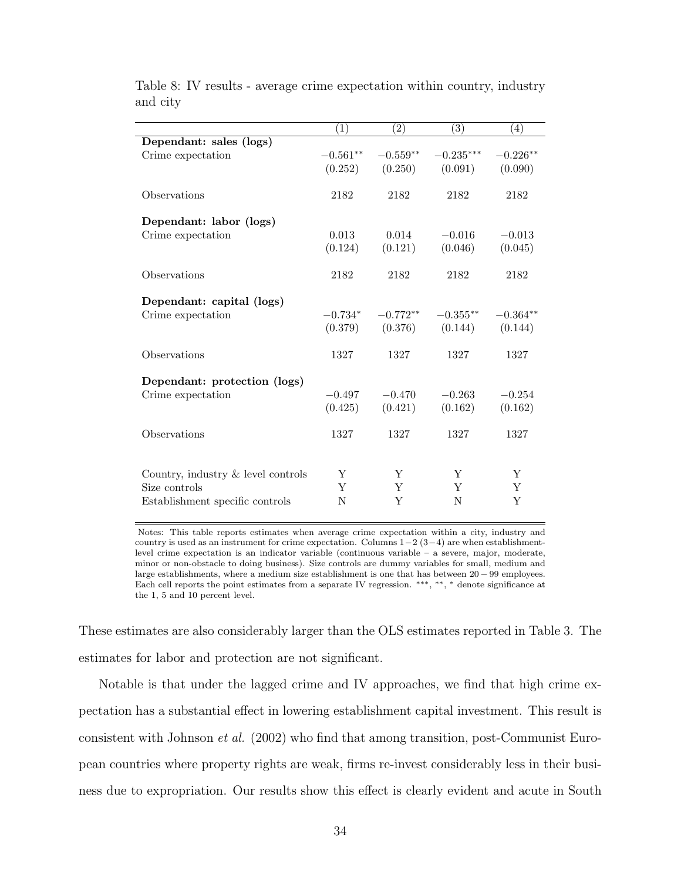Table 8: IV results - average crime expectation within country, industry and city

| | (1) | (2) | (3) | (4) |
|---|---|---|---|---|
| **Dependant: sales (logs)** | | | | |
| Crime expectation | $-0.561^{**}$ | $-0.559^{**}$ | $-0.235^{***}$ | $-0.226^{**}$ |
| | (0.252) | (0.250) | (0.091) | (0.090) |
| Observations | 2182 | 2182 | 2182 | 2182 |
| **Dependant: labor (logs)** | | | | |
| Crime expectation | 0.013 | 0.014 | $-0.016$ | $-0.013$ |
| | (0.124) | (0.121) | (0.046) | (0.045) |
| Observations | 2182 | 2182 | 2182 | 2182 |
| **Dependant: capital (logs)** | | | | |
| Crime expectation | $-0.734^{*}$ | $-0.772^{**}$ | $-0.355^{**}$ | $-0.364^{**}$ |
| | (0.379) | (0.376) | (0.144) | (0.144) |
| Observations | 1327 | 1327 | 1327 | 1327 |
| **Dependant: protection (logs)** | | | | |
| Crime expectation | $-0.497$ | $-0.470$ | $-0.263$ | $-0.254$ |
| | (0.425) | (0.421) | (0.162) | (0.162) |
| Observations | 1327 | 1327 | 1327 | 1327 |
| Country, industry & level controls | Y | Y | Y | Y |
| Size controls | Y | Y | Y | Y |
| Establishment specific controls | N | Y | N | Y |

Notes: This table reports estimates when average crime expectation within a city, industry and country is used as an instrument for crime expectation. Columns $1-2$ $(3-4)$ are when establishment-level crime expectation is an indicator variable (continuous variable – a severe, major, moderate, minor or non-obstacle to doing business). Size controls are dummy variables for small, medium and large establishments, where a medium size establishment is one that has between $20-99$ employees. Each cell reports the point estimates from a separate IV regression. ***, **, * denote significance at the 1, 5 and 10 percent level.

These estimates are also considerably larger than the OLS estimates reported in Table 3. The estimates for labor and protection are not significant.

Notable is that under the lagged crime and IV approaches, we find that high crime expectation has a substantial effect in lowering establishment capital investment. This result is consistent with Johnson *et al.* (2002) who find that among transition, post-Communist European countries where property rights are weak, firms re-invest considerably less in their business due to expropriation. Our results show this effect is clearly evident and acute in South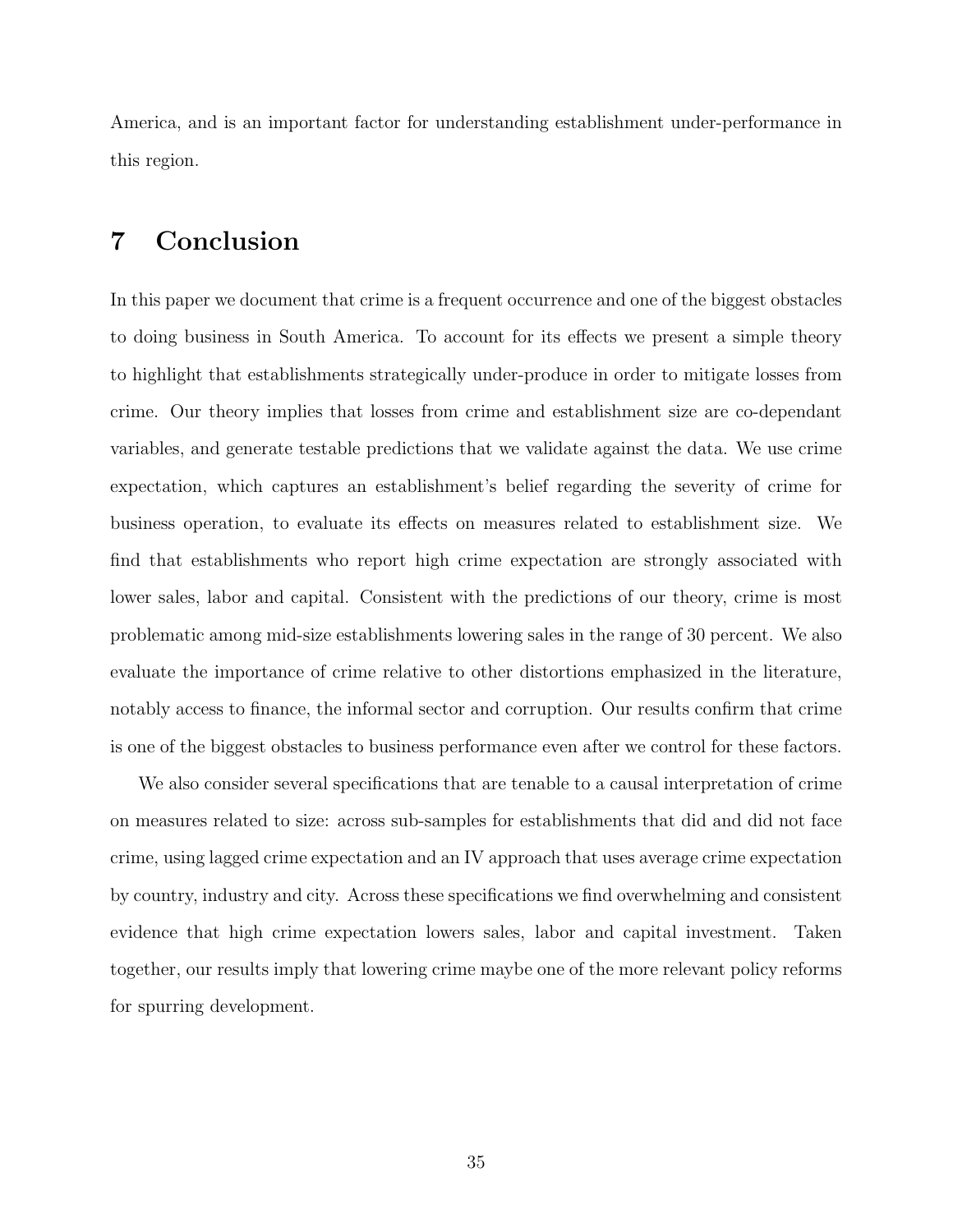America, and is an important factor for understanding establishment under-performance in this region.

# 7 Conclusion

In this paper we document that crime is a frequent occurrence and one of the biggest obstacles to doing business in South America. To account for its effects we present a simple theory to highlight that establishments strategically under-produce in order to mitigate losses from crime. Our theory implies that losses from crime and establishment size are co-dependant variables, and generate testable predictions that we validate against the data. We use crime expectation, which captures an establishment's belief regarding the severity of crime for business operation, to evaluate its effects on measures related to establishment size. We find that establishments who report high crime expectation are strongly associated with lower sales, labor and capital. Consistent with the predictions of our theory, crime is most problematic among mid-size establishments lowering sales in the range of 30 percent. We also evaluate the importance of crime relative to other distortions emphasized in the literature, notably access to finance, the informal sector and corruption. Our results confirm that crime is one of the biggest obstacles to business performance even after we control for these factors.

We also consider several specifications that are tenable to a causal interpretation of crime on measures related to size: across sub-samples for establishments that did and did not face crime, using lagged crime expectation and an IV approach that uses average crime expectation by country, industry and city. Across these specifications we find overwhelming and consistent evidence that high crime expectation lowers sales, labor and capital investment. Taken together, our results imply that lowering crime maybe one of the more relevant policy reforms for spurring development.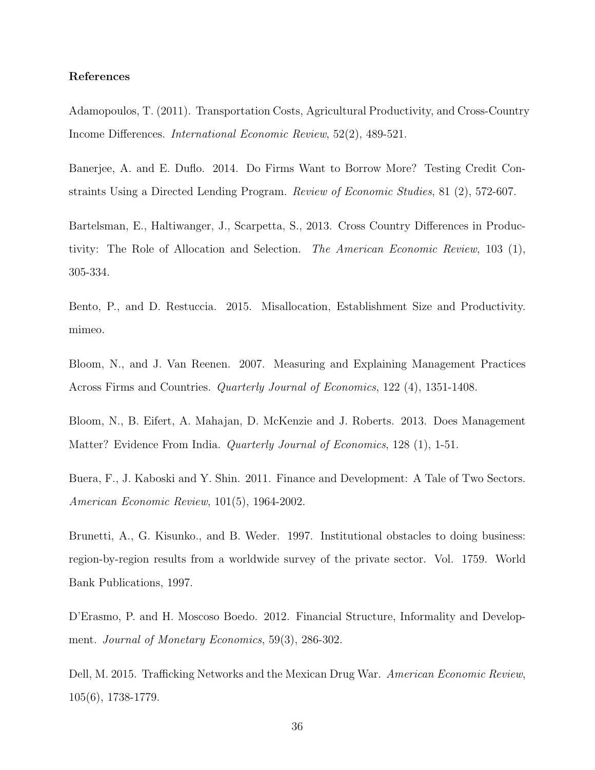**References**

Adamopoulos, T. (2011). Transportation Costs, Agricultural Productivity, and Cross-Country Income Differences. *International Economic Review*, 52(2), 489-521.

Banerjee, A. and E. Duflo. 2014. Do Firms Want to Borrow More? Testing Credit Constraints Using a Directed Lending Program. *Review of Economic Studies*, 81 (2), 572-607.

Bartelsman, E., Haltiwanger, J., Scarpetta, S., 2013. Cross Country Differences in Productivity: The Role of Allocation and Selection. *The American Economic Review*, 103 (1), 305-334.

Bento, P., and D. Restuccia. 2015. Misallocation, Establishment Size and Productivity. mimeo.

Bloom, N., and J. Van Reenen. 2007. Measuring and Explaining Management Practices Across Firms and Countries. *Quarterly Journal of Economics*, 122 (4), 1351-1408.

Bloom, N., B. Eifert, A. Mahajan, D. McKenzie and J. Roberts. 2013. Does Management Matter? Evidence From India. *Quarterly Journal of Economics*, 128 (1), 1-51.

Buera, F., J. Kaboski and Y. Shin. 2011. Finance and Development: A Tale of Two Sectors. *American Economic Review*, 101(5), 1964-2002.

Brunetti, A., G. Kisunko., and B. Weder. 1997. Institutional obstacles to doing business: region-by-region results from a worldwide survey of the private sector. Vol. 1759. World Bank Publications, 1997.

D'Erasmo, P. and H. Moscoso Boedo. 2012. Financial Structure, Informality and Development. *Journal of Monetary Economics*, 59(3), 286-302.

Dell, M. 2015. Trafficking Networks and the Mexican Drug War. *American Economic Review*, 105(6), 1738-1779.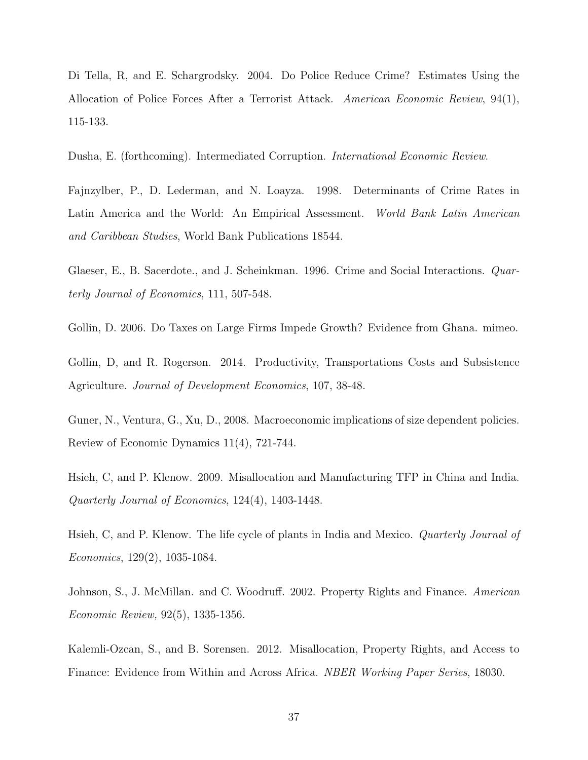Di Tella, R, and E. Schargrodsky. 2004. Do Police Reduce Crime? Estimates Using the Allocation of Police Forces After a Terrorist Attack. *American Economic Review*, 94(1), 115-133.

Dusha, E. (forthcoming). Intermediated Corruption. *International Economic Review*.

Fajnzylber, P., D. Lederman, and N. Loayza. 1998. Determinants of Crime Rates in Latin America and the World: An Empirical Assessment. *World Bank Latin American and Caribbean Studies*, World Bank Publications 18544.

Glaeser, E., B. Sacerdote., and J. Scheinkman. 1996. Crime and Social Interactions. *Quarterly Journal of Economics*, 111, 507-548.

Gollin, D. 2006. Do Taxes on Large Firms Impede Growth? Evidence from Ghana. mimeo.

Gollin, D, and R. Rogerson. 2014. Productivity, Transportations Costs and Subsistence Agriculture. *Journal of Development Economics*, 107, 38-48.

Guner, N., Ventura, G., Xu, D., 2008. Macroeconomic implications of size dependent policies. Review of Economic Dynamics 11(4), 721-744.

Hsieh, C, and P. Klenow. 2009. Misallocation and Manufacturing TFP in China and India. *Quarterly Journal of Economics*, 124(4), 1403-1448.

Hsieh, C, and P. Klenow. The life cycle of plants in India and Mexico. *Quarterly Journal of Economics*, 129(2), 1035-1084.

Johnson, S., J. McMillan. and C. Woodruff. 2002. Property Rights and Finance. *American Economic Review,* 92(5), 1335-1356.

Kalemli-Ozcan, S., and B. Sorensen. 2012. Misallocation, Property Rights, and Access to Finance: Evidence from Within and Across Africa. *NBER Working Paper Series*, 18030.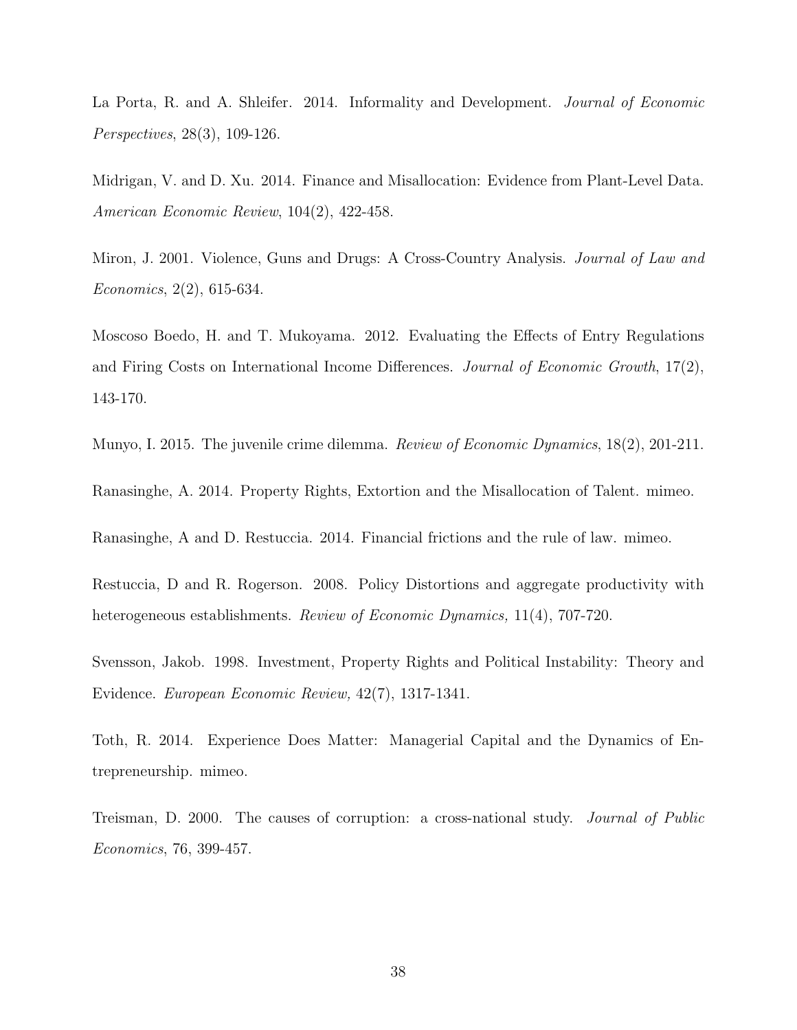La Porta, R. and A. Shleifer. 2014. Informality and Development. *Journal of Economic Perspectives*, 28(3), 109-126.

Midrigan, V. and D. Xu. 2014. Finance and Misallocation: Evidence from Plant-Level Data. *American Economic Review*, 104(2), 422-458.

Miron, J. 2001. Violence, Guns and Drugs: A Cross-Country Analysis. *Journal of Law and Economics*, 2(2), 615-634.

Moscoso Boedo, H. and T. Mukoyama. 2012. Evaluating the Effects of Entry Regulations and Firing Costs on International Income Differences. *Journal of Economic Growth*, 17(2), 143-170.

Munyo, I. 2015. The juvenile crime dilemma. *Review of Economic Dynamics*, 18(2), 201-211.

Ranasinghe, A. 2014. Property Rights, Extortion and the Misallocation of Talent. mimeo.

Ranasinghe, A and D. Restuccia. 2014. Financial frictions and the rule of law. mimeo.

Restuccia, D and R. Rogerson. 2008. Policy Distortions and aggregate productivity with heterogeneous establishments. *Review of Economic Dynamics,* 11(4), 707-720.

Svensson, Jakob. 1998. Investment, Property Rights and Political Instability: Theory and Evidence. *European Economic Review,* 42(7), 1317-1341.

Toth, R. 2014. Experience Does Matter: Managerial Capital and the Dynamics of Entrepreneurship. mimeo.

Treisman, D. 2000. The causes of corruption: a cross-national study. *Journal of Public Economics*, 76, 399-457.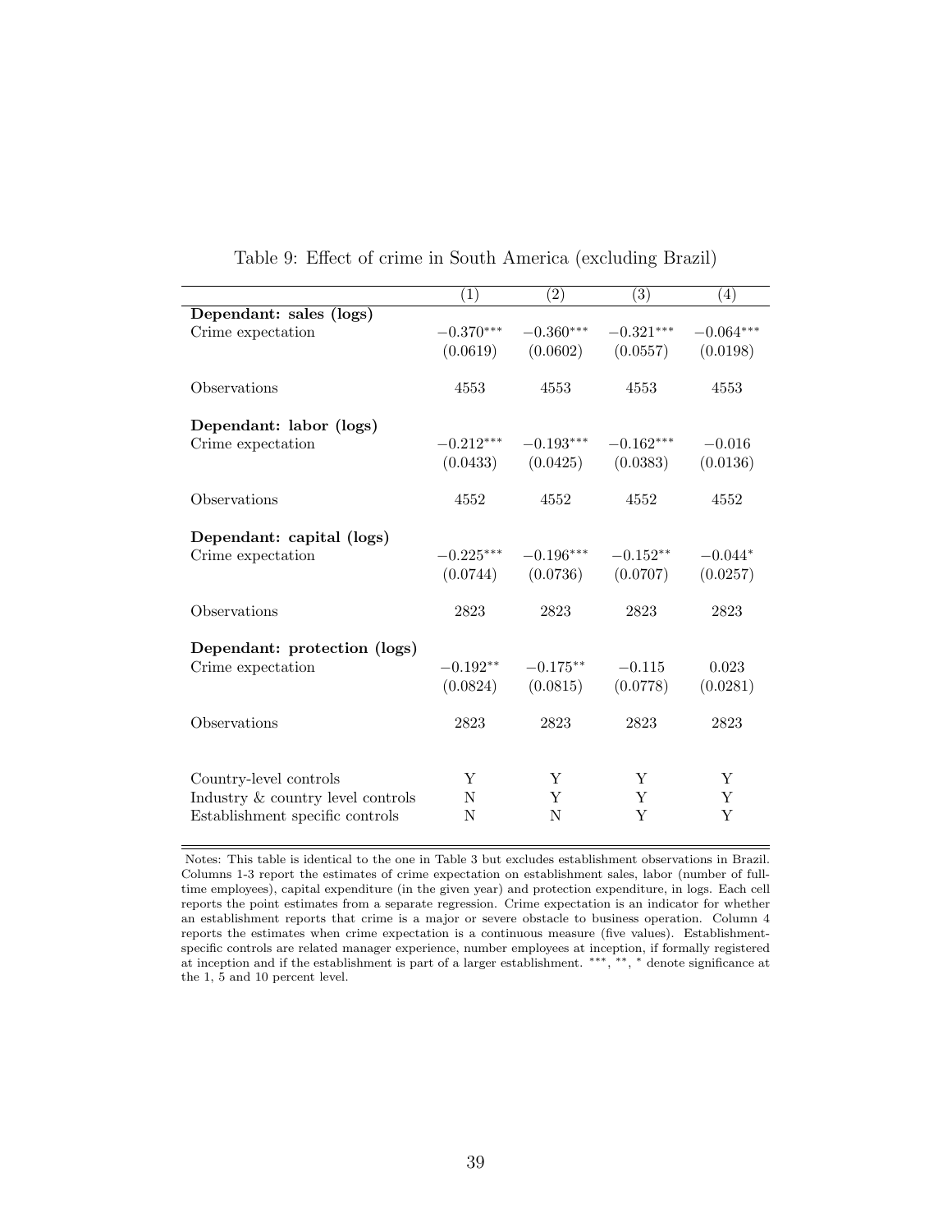Table 9: Effect of crime in South America (excluding Brazil)

| | (1) | (2) | (3) | (4) |
|---|---|---|---|---|
| **Dependant: sales (logs)** | | | | |
| Crime expectation | $-0.370^{***}$ | $-0.360^{***}$ | $-0.321^{***}$ | $-0.064^{***}$ |
| | (0.0619) | (0.0602) | (0.0557) | (0.0198) |
| Observations | 4553 | 4553 | 4553 | 4553 |
| **Dependant: labor (logs)** | | | | |
| Crime expectation | $-0.212^{***}$ | $-0.193^{***}$ | $-0.162^{***}$ | $-0.016$ |
| | (0.0433) | (0.0425) | (0.0383) | (0.0136) |
| Observations | 4552 | 4552 | 4552 | 4552 |
| **Dependant: capital (logs)** | | | | |
| Crime expectation | $-0.225^{***}$ | $-0.196^{***}$ | $-0.152^{**}$ | $-0.044^{*}$ |
| | (0.0744) | (0.0736) | (0.0707) | (0.0257) |
| Observations | 2823 | 2823 | 2823 | 2823 |
| **Dependant: protection (logs)** | | | | |
| Crime expectation | $-0.192^{**}$ | $-0.175^{**}$ | $-0.115$ | 0.023 |
| | (0.0824) | (0.0815) | (0.0778) | (0.0281) |
| Observations | 2823 | 2823 | 2823 | 2823 |
| Country-level controls | Y | Y | Y | Y |
| Industry & country level controls | N | Y | Y | Y |
| Establishment specific controls | N | N | Y | Y |

Notes: This table is identical to the one in Table 3 but excludes establishment observations in Brazil. Columns 1-3 report the estimates of crime expectation on establishment sales, labor (number of full-time employees), capital expenditure (in the given year) and protection expenditure, in logs. Each cell reports the point estimates from a separate regression. Crime expectation is an indicator for whether an establishment reports that crime is a major or severe obstacle to business operation. Column 4 reports the estimates when crime expectation is a continuous measure (five values). Establishment-specific controls are related manager experience, number employees at inception, if formally registered at inception and if the establishment is part of a larger establishment. ***, **, * denote significance at the 1, 5 and 10 percent level.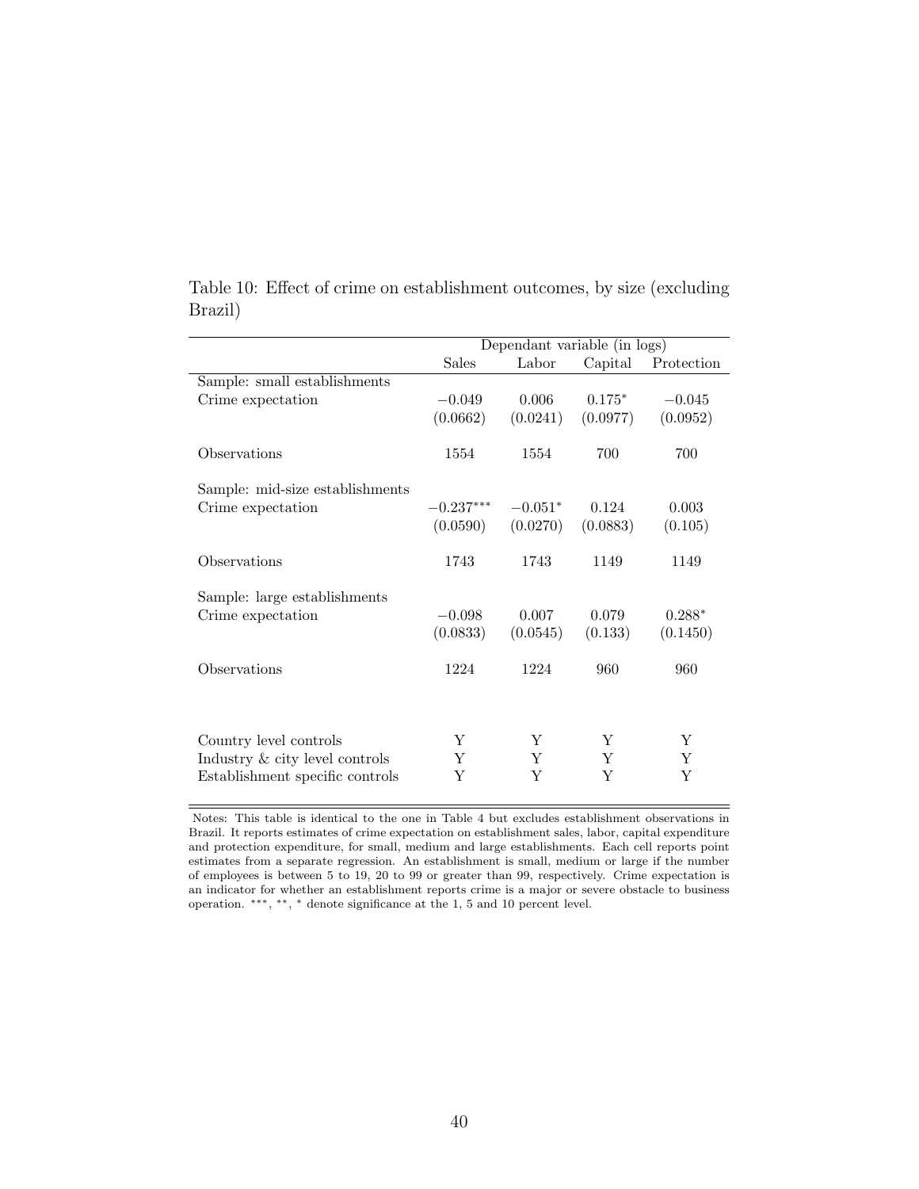Table 10: Effect of crime on establishment outcomes, by size (excluding Brazil)

| | Dependant variable (in logs) | | | |
|---|---|---|---|---|
| | Sales | Labor | Capital | Protection |
| Sample: small establishments | | | | |
| Crime expectation | $-0.049$ | $0.006$ | $0.175^{*}$ | $-0.045$ |
| | (0.0662) | (0.0241) | (0.0977) | (0.0952) |
| Observations | 1554 | 1554 | 700 | 700 |
| Sample: mid-size establishments | | | | |
| Crime expectation | $-0.237^{***}$ | $-0.051^{*}$ | $0.124$ | $0.003$ |
| | (0.0590) | (0.0270) | (0.0883) | (0.105) |
| Observations | 1743 | 1743 | 1149 | 1149 |
| Sample: large establishments | | | | |
| Crime expectation | $-0.098$ | $0.007$ | $0.079$ | $0.288^{*}$ |
| | (0.0833) | (0.0545) | (0.133) | (0.1450) |
| Observations | 1224 | 1224 | 960 | 960 |
| Country level controls | Y | Y | Y | Y |
| Industry & city level controls | Y | Y | Y | Y |
| Establishment specific controls | Y | Y | Y | Y |

Notes: This table is identical to the one in Table 4 but excludes establishment observations in Brazil. It reports estimates of crime expectation on establishment sales, labor, capital expenditure and protection expenditure, for small, medium and large establishments. Each cell reports point estimates from a separate regression. An establishment is small, medium or large if the number of employees is between 5 to 19, 20 to 99 or greater than 99, respectively. Crime expectation is an indicator for whether an establishment reports crime is a major or severe obstacle to business operation. $^{***}$, $^{**}$, $^{*}$ denote significance at the 1, 5 and 10 percent level.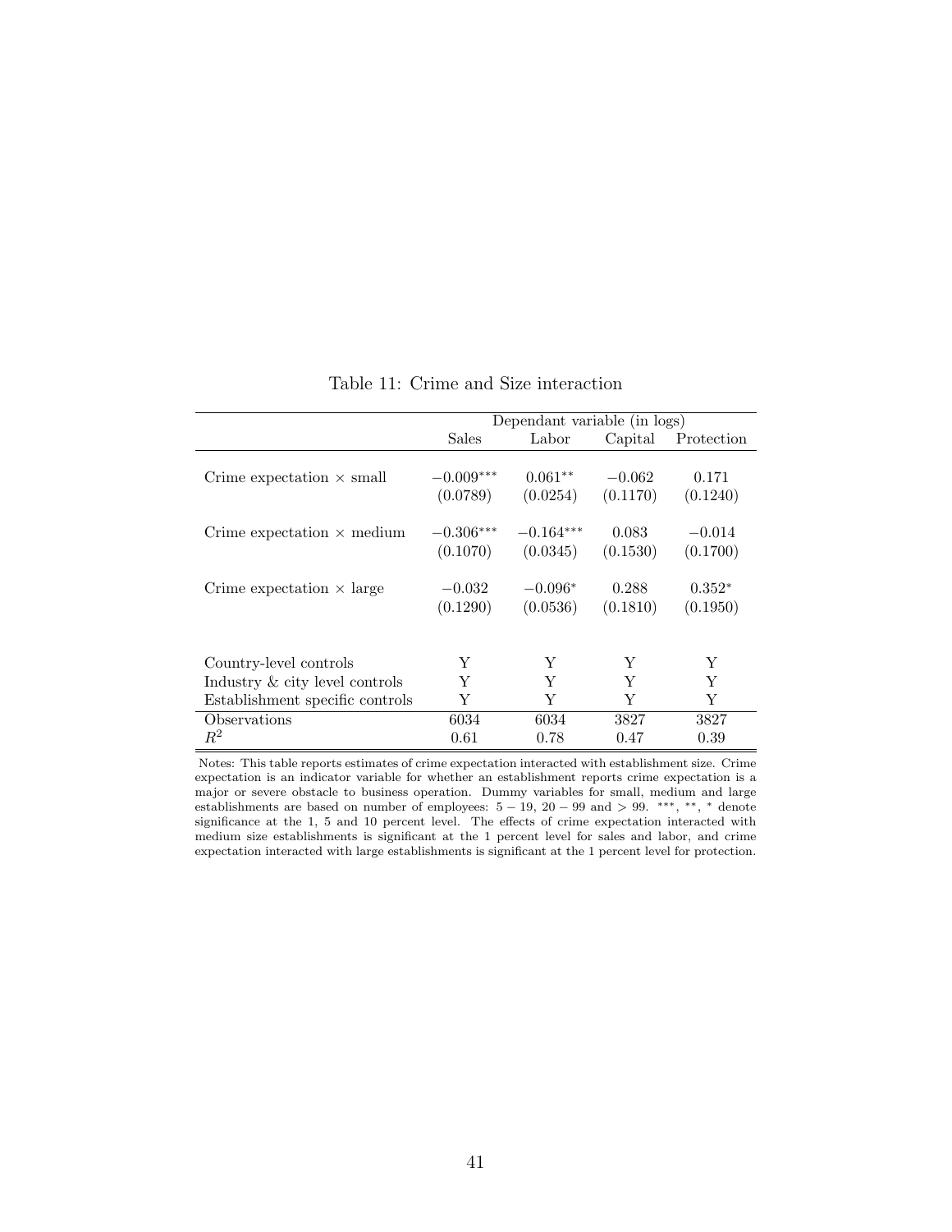Table 11: Crime and Size interaction

| | Dependant variable (in logs) | | | |
|---|---|---|---|---|
| | Sales | Labor | Capital | Protection |
| Crime expectation × small | $-0.009^{***}$ | $0.061^{**}$ | $-0.062$ | 0.171 |
| | (0.0789) | (0.0254) | (0.1170) | (0.1240) |
| Crime expectation × medium | $-0.306^{***}$ | $-0.164^{***}$ | 0.083 | $-0.014$ |
| | (0.1070) | (0.0345) | (0.1530) | (0.1700) |
| Crime expectation × large | $-0.032$ | $-0.096^{*}$ | 0.288 | $0.352^{*}$ |
| | (0.1290) | (0.0536) | (0.1810) | (0.1950) |
| Country-level controls | Y | Y | Y | Y |
| Industry & city level controls | Y | Y | Y | Y |
| Establishment specific controls | Y | Y | Y | Y |
| Observations | 6034 | 6034 | 3827 | 3827 |
| $R^2$ | 0.61 | 0.78 | 0.47 | 0.39 |

Notes: This table reports estimates of crime expectation interacted with establishment size. Crime expectation is an indicator variable for whether an establishment reports crime expectation is a major or severe obstacle to business operation. Dummy variables for small, medium and large establishments are based on number of employees: $5-19$, $20-99$ and $>99$. \*\*\*, \*\*, \* denote significance at the 1, 5 and 10 percent level. The effects of crime expectation interacted with medium size establishments is significant at the 1 percent level for sales and labor, and crime expectation interacted with large establishments is significant at the 1 percent level for protection.